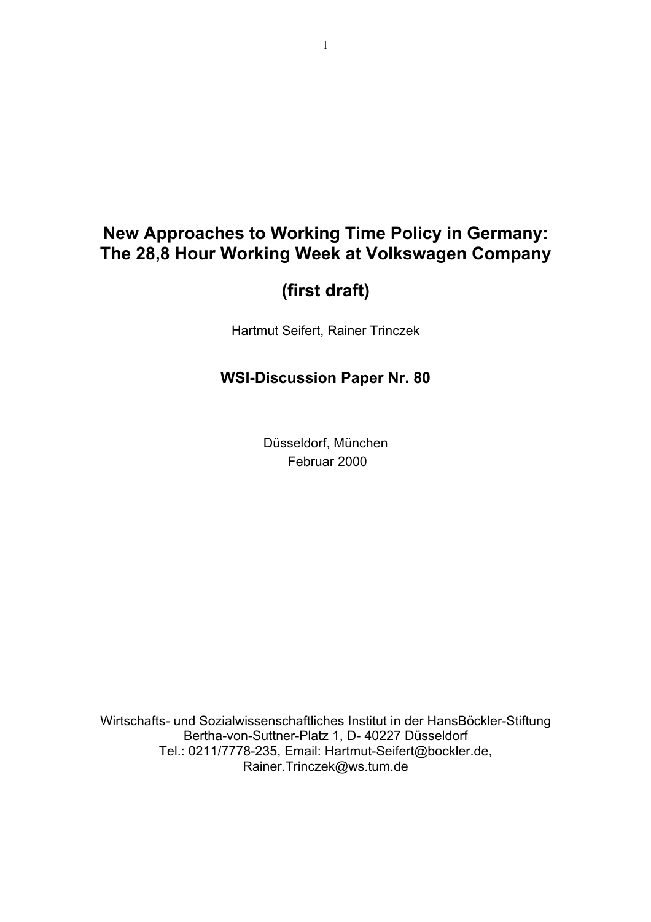# New Approaches to Working Time Policy in Germany: The 28,8 Hour Working Week at Volkswagen Company

## (first draft)

Hartmut Seifert, Rainer Trinczek

**WSI-Discussion Paper Nr. 80**

Düsseldorf, München
Februar 2000

Wirtschafts- und Sozialwissenschaftliches Institut in der HansBöckler-Stiftung
Bertha-von-Suttner-Platz 1, D- 40227 Düsseldorf
Tel.: 0211/7778-235, Email: Hartmut-Seifert@bockler.de,
Rainer.Trinczek@ws.tum.de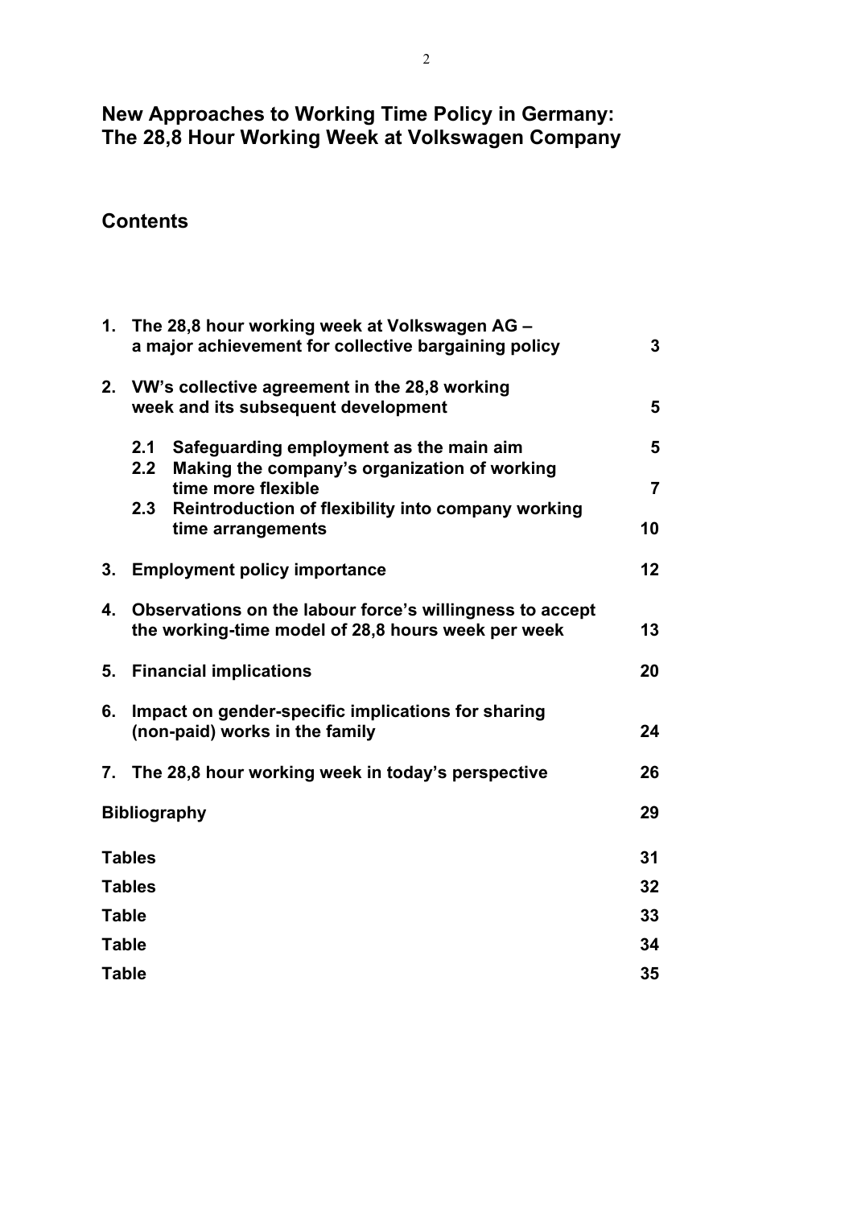# New Approaches to Working Time Policy in Germany: The 28,8 Hour Working Week at Volkswagen Company

## Contents

| | | |
|---|---|---|
| **1.** | **The 28,8 hour working week at Volkswagen AG – a major achievement for collective bargaining policy** | **3** |
| **2.** | **VW's collective agreement in the 28,8 working week and its subsequent development** | **5** |
| | **2.1 Safeguarding employment as the main aim** | **5** |
| | **2.2 Making the company's organization of working time more flexible** | **7** |
| | **2.3 Reintroduction of flexibility into company working time arrangements** | **10** |
| **3.** | **Employment policy importance** | **12** |
| **4.** | **Observations on the labour force's willingness to accept the working-time model of 28,8 hours week per week** | **13** |
| **5.** | **Financial implications** | **20** |
| **6.** | **Impact on gender-specific implications for sharing (non-paid) works in the family** | **24** |
| **7.** | **The 28,8 hour working week in today's perspective** | **26** |
| | **Bibliography** | **29** |
| | **Tables** | **31** |
| | **Tables** | **32** |
| | **Table** | **33** |
| | **Table** | **34** |
| | **Table** | **35** |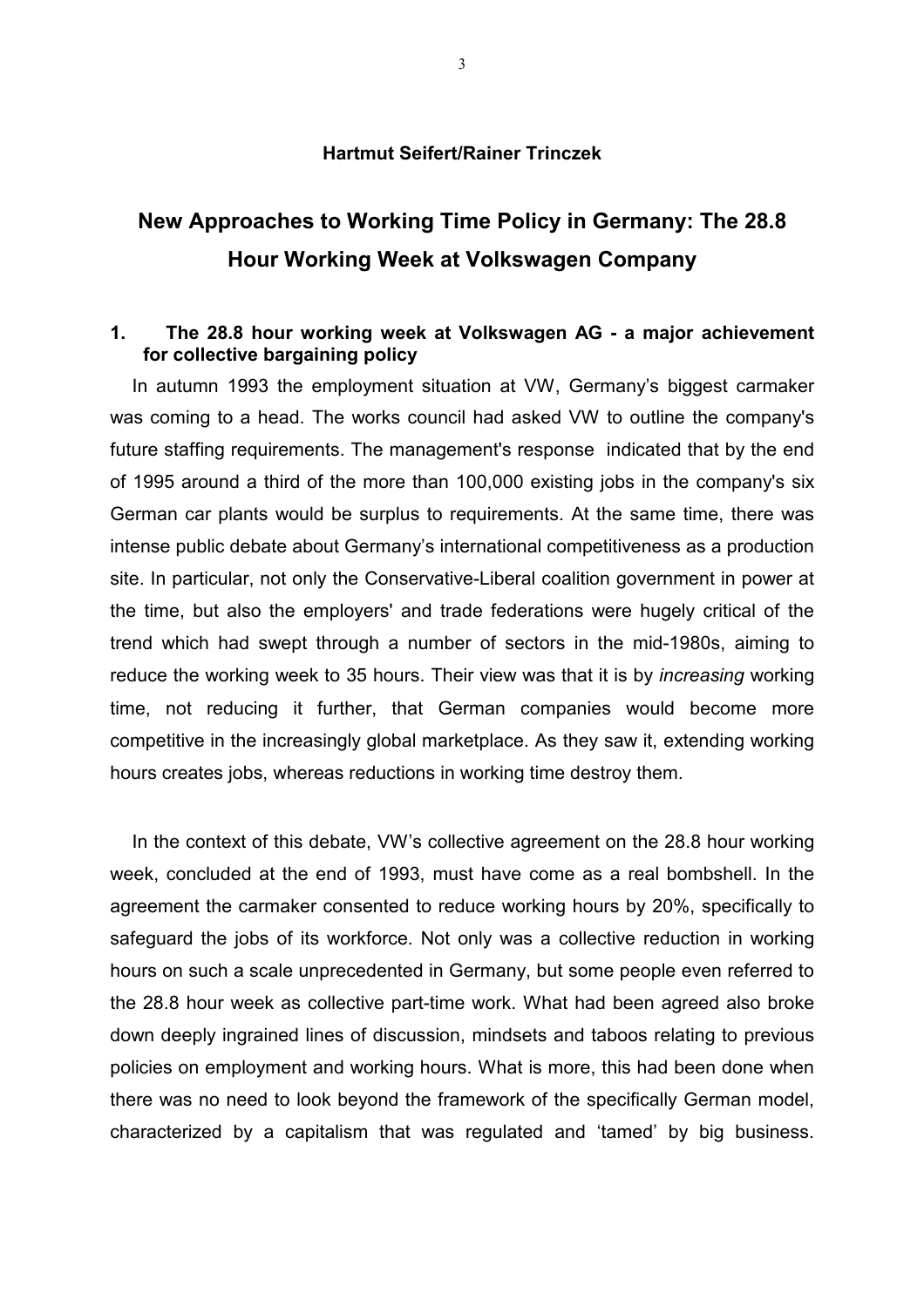**Hartmut Seifert/Rainer Trinczek**

# New Approaches to Working Time Policy in Germany: The 28.8 Hour Working Week at Volkswagen Company

## 1. The 28.8 hour working week at Volkswagen AG - a major achievement for collective bargaining policy

In autumn 1993 the employment situation at VW, Germany's biggest carmaker was coming to a head. The works council had asked VW to outline the company's future staffing requirements. The management's response indicated that by the end of 1995 around a third of the more than 100,000 existing jobs in the company's six German car plants would be surplus to requirements. At the same time, there was intense public debate about Germany's international competitiveness as a production site. In particular, not only the Conservative-Liberal coalition government in power at the time, but also the employers' and trade federations were hugely critical of the trend which had swept through a number of sectors in the mid-1980s, aiming to reduce the working week to 35 hours. Their view was that it is by *increasing* working time, not reducing it further, that German companies would become more competitive in the increasingly global marketplace. As they saw it, extending working hours creates jobs, whereas reductions in working time destroy them.

In the context of this debate, VW's collective agreement on the 28.8 hour working week, concluded at the end of 1993, must have come as a real bombshell. In the agreement the carmaker consented to reduce working hours by 20%, specifically to safeguard the jobs of its workforce. Not only was a collective reduction in working hours on such a scale unprecedented in Germany, but some people even referred to the 28.8 hour week as collective part-time work. What had been agreed also broke down deeply ingrained lines of discussion, mindsets and taboos relating to previous policies on employment and working hours. What is more, this had been done when there was no need to look beyond the framework of the specifically German model, characterized by a capitalism that was regulated and 'tamed' by big business.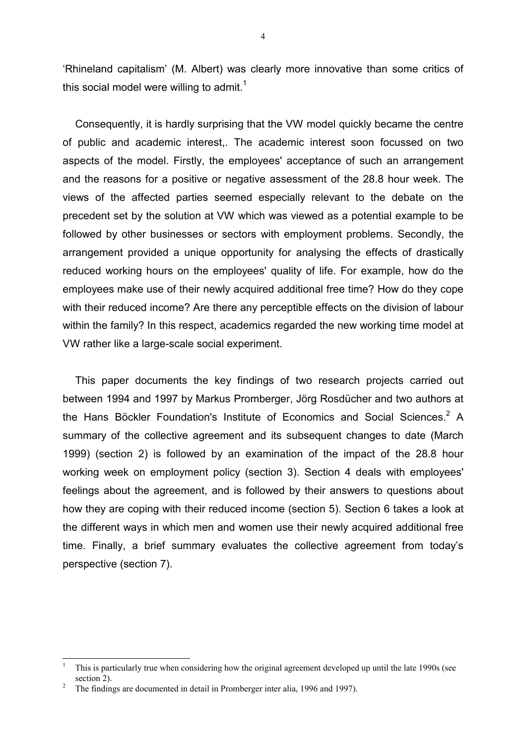'Rhineland capitalism' (M. Albert) was clearly more innovative than some critics of this social model were willing to admit.[1]

Consequently, it is hardly surprising that the VW model quickly became the centre of public and academic interest,. The academic interest soon focussed on two aspects of the model. Firstly, the employees' acceptance of such an arrangement and the reasons for a positive or negative assessment of the 28.8 hour week. The views of the affected parties seemed especially relevant to the debate on the precedent set by the solution at VW which was viewed as a potential example to be followed by other businesses or sectors with employment problems. Secondly, the arrangement provided a unique opportunity for analysing the effects of drastically reduced working hours on the employees' quality of life. For example, how do the employees make use of their newly acquired additional free time? How do they cope with their reduced income? Are there any perceptible effects on the division of labour within the family? In this respect, academics regarded the new working time model at VW rather like a large-scale social experiment.

This paper documents the key findings of two research projects carried out between 1994 and 1997 by Markus Promberger, Jörg Rosdücher and two authors at the Hans Böckler Foundation's Institute of Economics and Social Sciences.[2] A summary of the collective agreement and its subsequent changes to date (March 1999) (section 2) is followed by an examination of the impact of the 28.8 hour working week on employment policy (section 3). Section 4 deals with employees' feelings about the agreement, and is followed by their answers to questions about how they are coping with their reduced income (section 5). Section 6 takes a look at the different ways in which men and women use their newly acquired additional free time. Finally, a brief summary evaluates the collective agreement from today's perspective (section 7).

---

[1] This is particularly true when considering how the original agreement developed up until the late 1990s (see section 2).

[2] The findings are documented in detail in Promberger inter alia, 1996 and 1997).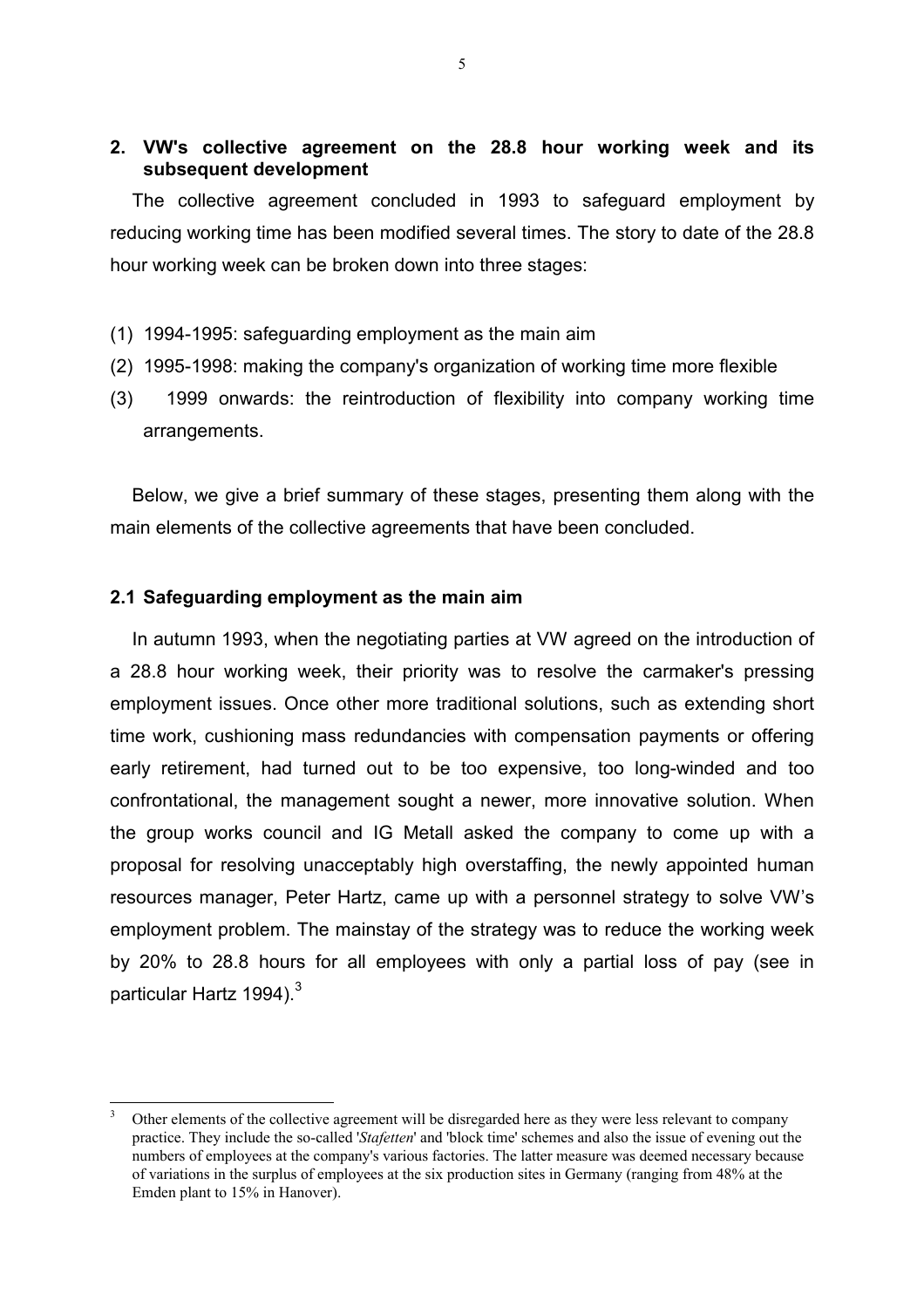## 2. VW's collective agreement on the 28.8 hour working week and its subsequent development

The collective agreement concluded in 1993 to safeguard employment by reducing working time has been modified several times. The story to date of the 28.8 hour working week can be broken down into three stages:

(1) 1994-1995: safeguarding employment as the main aim
(2) 1995-1998: making the company's organization of working time more flexible
(3) 1999 onwards: the reintroduction of flexibility into company working time arrangements.

Below, we give a brief summary of these stages, presenting them along with the main elements of the collective agreements that have been concluded.

### 2.1 Safeguarding employment as the main aim

In autumn 1993, when the negotiating parties at VW agreed on the introduction of a 28.8 hour working week, their priority was to resolve the carmaker's pressing employment issues. Once other more traditional solutions, such as extending short time work, cushioning mass redundancies with compensation payments or offering early retirement, had turned out to be too expensive, too long-winded and too confrontational, the management sought a newer, more innovative solution. When the group works council and IG Metall asked the company to come up with a proposal for resolving unacceptably high overstaffing, the newly appointed human resources manager, Peter Hartz, came up with a personnel strategy to solve VW's employment problem. The mainstay of the strategy was to reduce the working week by 20% to 28.8 hours for all employees with only a partial loss of pay (see in particular Hartz 1994).[3]

---

[3] Other elements of the collective agreement will be disregarded here as they were less relevant to company practice. They include the so-called '*Stafetten*' and 'block time' schemes and also the issue of evening out the numbers of employees at the company's various factories. The latter measure was deemed necessary because of variations in the surplus of employees at the six production sites in Germany (ranging from 48% at the Emden plant to 15% in Hanover).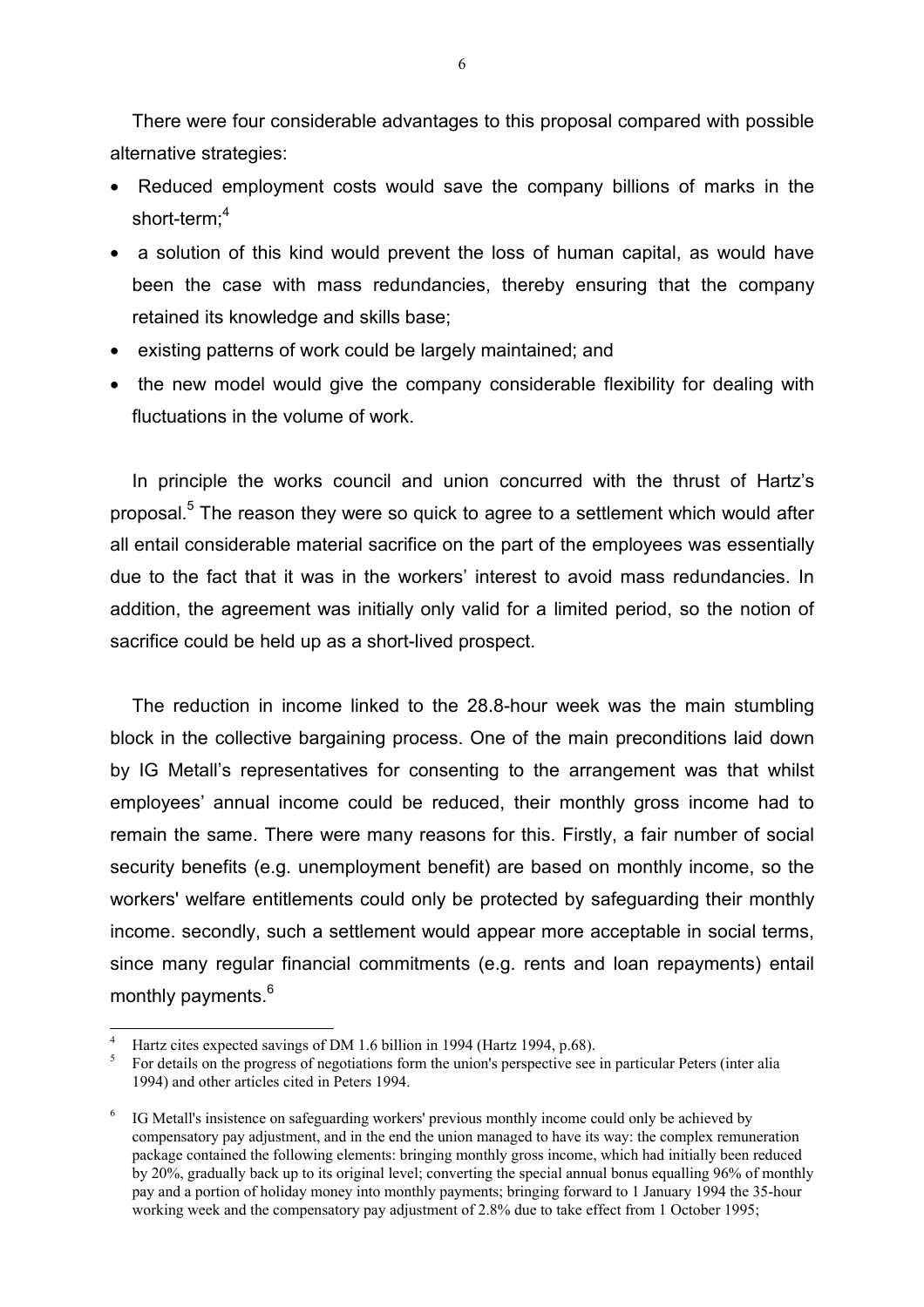There were four considerable advantages to this proposal compared with possible alternative strategies:

- Reduced employment costs would save the company billions of marks in the short-term;[4]
- a solution of this kind would prevent the loss of human capital, as would have been the case with mass redundancies, thereby ensuring that the company retained its knowledge and skills base;
- existing patterns of work could be largely maintained; and
- the new model would give the company considerable flexibility for dealing with fluctuations in the volume of work.

In principle the works council and union concurred with the thrust of Hartz's proposal.[5] The reason they were so quick to agree to a settlement which would after all entail considerable material sacrifice on the part of the employees was essentially due to the fact that it was in the workers' interest to avoid mass redundancies. In addition, the agreement was initially only valid for a limited period, so the notion of sacrifice could be held up as a short-lived prospect.

The reduction in income linked to the 28.8-hour week was the main stumbling block in the collective bargaining process. One of the main preconditions laid down by IG Metall's representatives for consenting to the arrangement was that whilst employees' annual income could be reduced, their monthly gross income had to remain the same. There were many reasons for this. Firstly, a fair number of social security benefits (e.g. unemployment benefit) are based on monthly income, so the workers' welfare entitlements could only be protected by safeguarding their monthly income. secondly, such a settlement would appear more acceptable in social terms, since many regular financial commitments (e.g. rents and loan repayments) entail monthly payments.[6]

---

[4] Hartz cites expected savings of DM 1.6 billion in 1994 (Hartz 1994, p.68).

[5] For details on the progress of negotiations form the union's perspective see in particular Peters (inter alia 1994) and other articles cited in Peters 1994.

[6] IG Metall's insistence on safeguarding workers' previous monthly income could only be achieved by compensatory pay adjustment, and in the end the union managed to have its way: the complex remuneration package contained the following elements: bringing monthly gross income, which had initially been reduced by 20%, gradually back up to its original level; converting the special annual bonus equalling 96% of monthly pay and a portion of holiday money into monthly payments; bringing forward to 1 January 1994 the 35-hour working week and the compensatory pay adjustment of 2.8% due to take effect from 1 October 1995;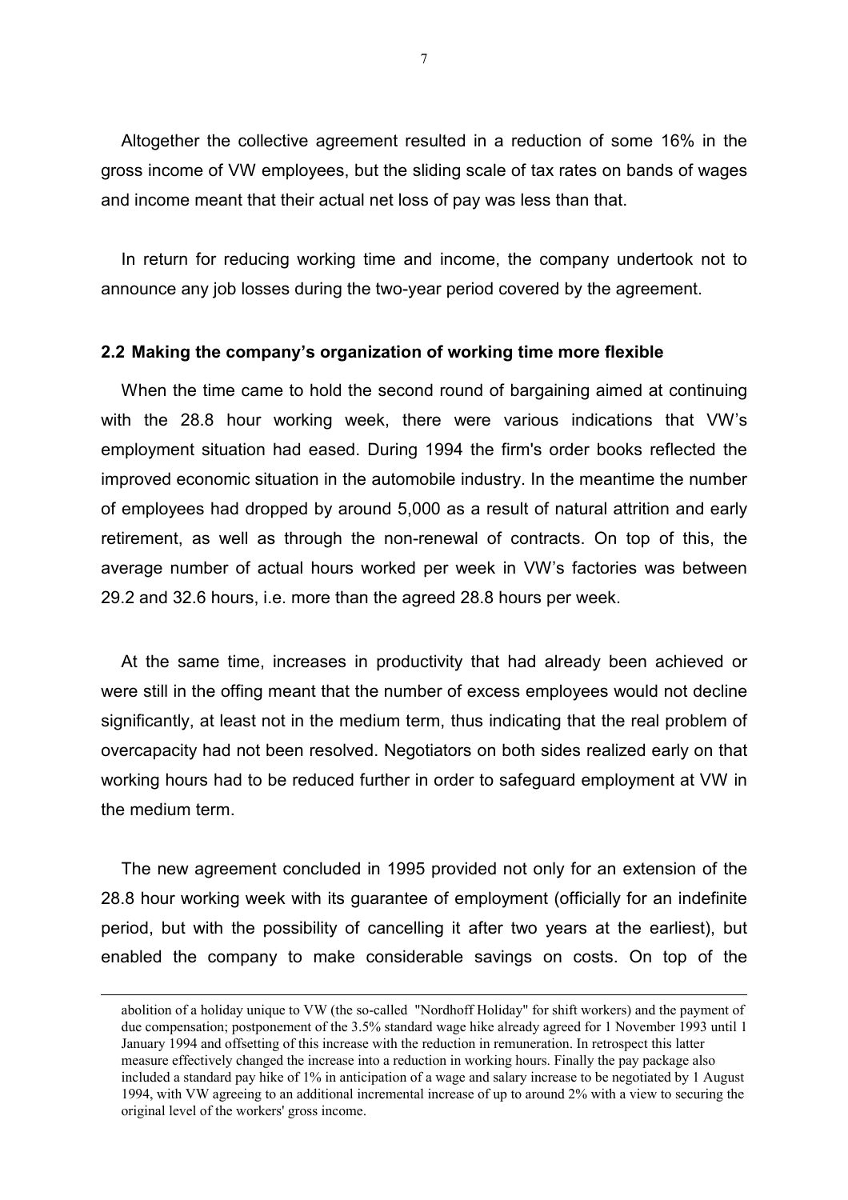Altogether the collective agreement resulted in a reduction of some 16% in the gross income of VW employees, but the sliding scale of tax rates on bands of wages and income meant that their actual net loss of pay was less than that.

In return for reducing working time and income, the company undertook not to announce any job losses during the two-year period covered by the agreement.

### 2.2 Making the company's organization of working time more flexible

When the time came to hold the second round of bargaining aimed at continuing with the 28.8 hour working week, there were various indications that VW's employment situation had eased. During 1994 the firm's order books reflected the improved economic situation in the automobile industry. In the meantime the number of employees had dropped by around 5,000 as a result of natural attrition and early retirement, as well as through the non-renewal of contracts. On top of this, the average number of actual hours worked per week in VW's factories was between 29.2 and 32.6 hours, i.e. more than the agreed 28.8 hours per week.

At the same time, increases in productivity that had already been achieved or were still in the offing meant that the number of excess employees would not decline significantly, at least not in the medium term, thus indicating that the real problem of overcapacity had not been resolved. Negotiators on both sides realized early on that working hours had to be reduced further in order to safeguard employment at VW in the medium term.

The new agreement concluded in 1995 provided not only for an extension of the 28.8 hour working week with its guarantee of employment (officially for an indefinite period, but with the possibility of cancelling it after two years at the earliest), but enabled the company to make considerable savings on costs. On top of the

abolition of a holiday unique to VW (the so-called "Nordhoff Holiday" for shift workers) and the payment of due compensation; postponement of the 3.5% standard wage hike already agreed for 1 November 1993 until 1 January 1994 and offsetting of this increase with the reduction in remuneration. In retrospect this latter measure effectively changed the increase into a reduction in working hours. Finally the pay package also included a standard pay hike of 1% in anticipation of a wage and salary increase to be negotiated by 1 August 1994, with VW agreeing to an additional incremental increase of up to around 2% with a view to securing the original level of the workers' gross income.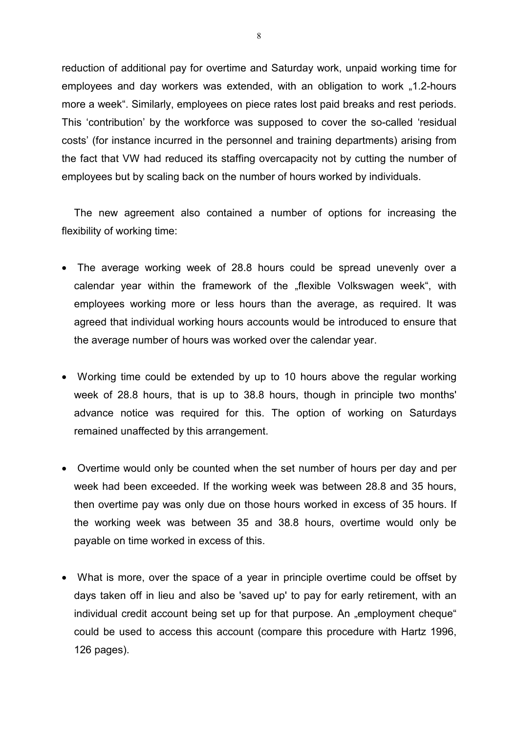reduction of additional pay for overtime and Saturday work, unpaid working time for employees and day workers was extended, with an obligation to work „1.2-hours more a week". Similarly, employees on piece rates lost paid breaks and rest periods. This 'contribution' by the workforce was supposed to cover the so-called 'residual costs' (for instance incurred in the personnel and training departments) arising from the fact that VW had reduced its staffing overcapacity not by cutting the number of employees but by scaling back on the number of hours worked by individuals.

The new agreement also contained a number of options for increasing the flexibility of working time:

- The average working week of 28.8 hours could be spread unevenly over a calendar year within the framework of the „flexible Volkswagen week", with employees working more or less hours than the average, as required. It was agreed that individual working hours accounts would be introduced to ensure that the average number of hours was worked over the calendar year.

- Working time could be extended by up to 10 hours above the regular working week of 28.8 hours, that is up to 38.8 hours, though in principle two months' advance notice was required for this. The option of working on Saturdays remained unaffected by this arrangement.

- Overtime would only be counted when the set number of hours per day and per week had been exceeded. If the working week was between 28.8 and 35 hours, then overtime pay was only due on those hours worked in excess of 35 hours. If the working week was between 35 and 38.8 hours, overtime would only be payable on time worked in excess of this.

- What is more, over the space of a year in principle overtime could be offset by days taken off in lieu and also be 'saved up' to pay for early retirement, with an individual credit account being set up for that purpose. An „employment cheque" could be used to access this account (compare this procedure with Hartz 1996, 126 pages).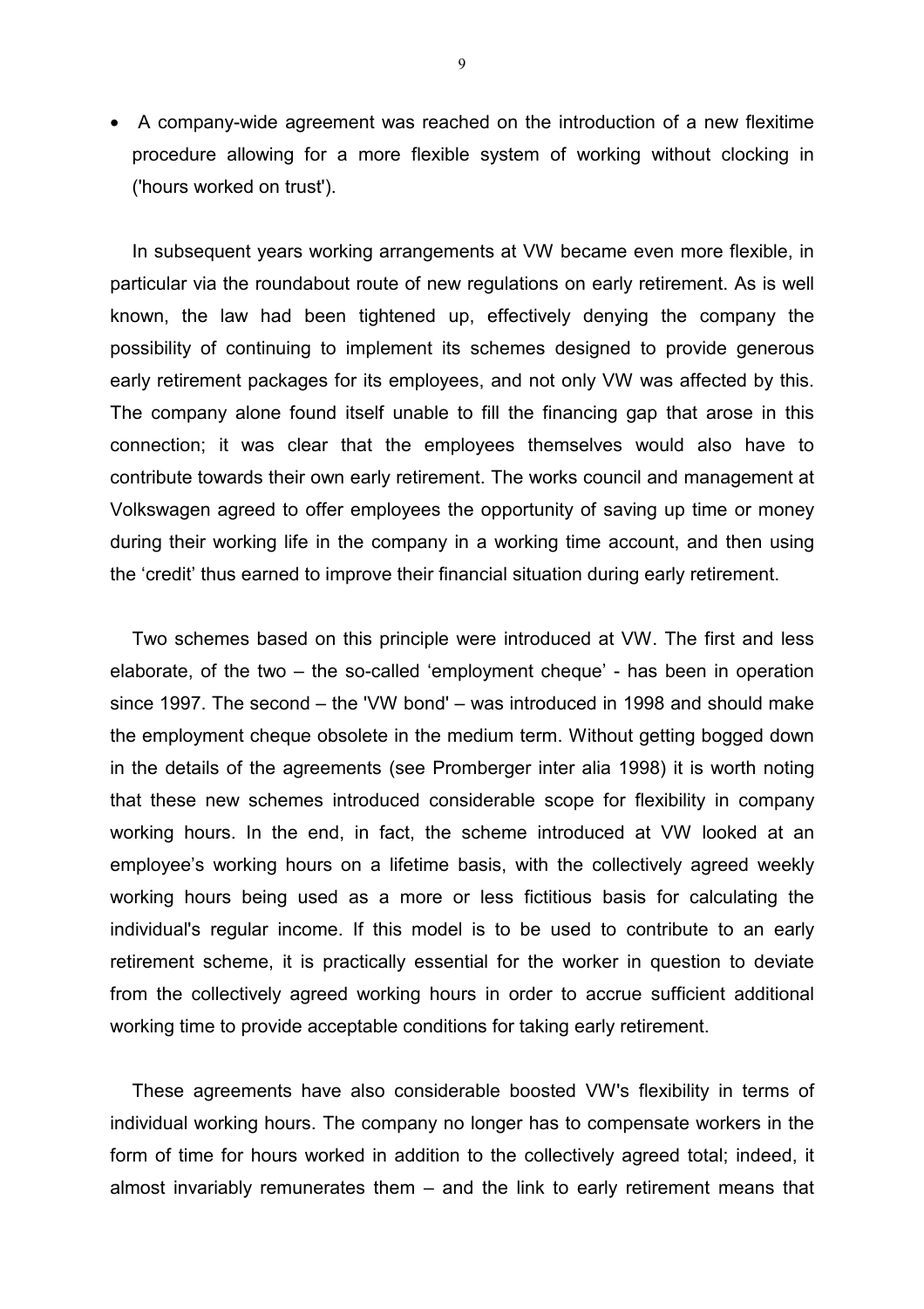- A company-wide agreement was reached on the introduction of a new flexitime procedure allowing for a more flexible system of working without clocking in ('hours worked on trust').

In subsequent years working arrangements at VW became even more flexible, in particular via the roundabout route of new regulations on early retirement. As is well known, the law had been tightened up, effectively denying the company the possibility of continuing to implement its schemes designed to provide generous early retirement packages for its employees, and not only VW was affected by this. The company alone found itself unable to fill the financing gap that arose in this connection; it was clear that the employees themselves would also have to contribute towards their own early retirement. The works council and management at Volkswagen agreed to offer employees the opportunity of saving up time or money during their working life in the company in a working time account, and then using the 'credit' thus earned to improve their financial situation during early retirement.

Two schemes based on this principle were introduced at VW. The first and less elaborate, of the two – the so-called 'employment cheque' - has been in operation since 1997. The second – the 'VW bond' – was introduced in 1998 and should make the employment cheque obsolete in the medium term. Without getting bogged down in the details of the agreements (see Promberger inter alia 1998) it is worth noting that these new schemes introduced considerable scope for flexibility in company working hours. In the end, in fact, the scheme introduced at VW looked at an employee's working hours on a lifetime basis, with the collectively agreed weekly working hours being used as a more or less fictitious basis for calculating the individual's regular income. If this model is to be used to contribute to an early retirement scheme, it is practically essential for the worker in question to deviate from the collectively agreed working hours in order to accrue sufficient additional working time to provide acceptable conditions for taking early retirement.

These agreements have also considerable boosted VW's flexibility in terms of individual working hours. The company no longer has to compensate workers in the form of time for hours worked in addition to the collectively agreed total; indeed, it almost invariably remunerates them – and the link to early retirement means that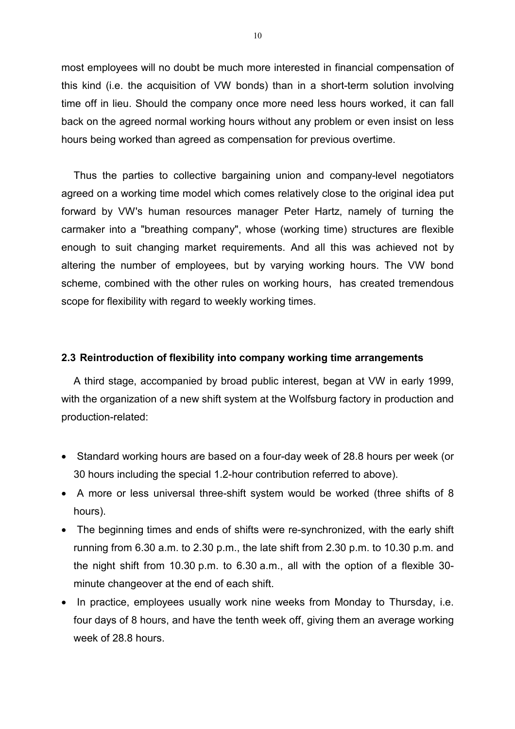most employees will no doubt be much more interested in financial compensation of this kind (i.e. the acquisition of VW bonds) than in a short-term solution involving time off in lieu. Should the company once more need less hours worked, it can fall back on the agreed normal working hours without any problem or even insist on less hours being worked than agreed as compensation for previous overtime.

Thus the parties to collective bargaining union and company-level negotiators agreed on a working time model which comes relatively close to the original idea put forward by VW's human resources manager Peter Hartz, namely of turning the carmaker into a "breathing company", whose (working time) structures are flexible enough to suit changing market requirements. And all this was achieved not by altering the number of employees, but by varying working hours. The VW bond scheme, combined with the other rules on working hours, has created tremendous scope for flexibility with regard to weekly working times.

### 2.3 Reintroduction of flexibility into company working time arrangements

A third stage, accompanied by broad public interest, began at VW in early 1999, with the organization of a new shift system at the Wolfsburg factory in production and production-related:

- Standard working hours are based on a four-day week of 28.8 hours per week (or 30 hours including the special 1.2-hour contribution referred to above).
- A more or less universal three-shift system would be worked (three shifts of 8 hours).
- The beginning times and ends of shifts were re-synchronized, with the early shift running from 6.30 a.m. to 2.30 p.m., the late shift from 2.30 p.m. to 10.30 p.m. and the night shift from 10.30 p.m. to 6.30 a.m., all with the option of a flexible 30-minute changeover at the end of each shift.
- In practice, employees usually work nine weeks from Monday to Thursday, i.e. four days of 8 hours, and have the tenth week off, giving them an average working week of 28.8 hours.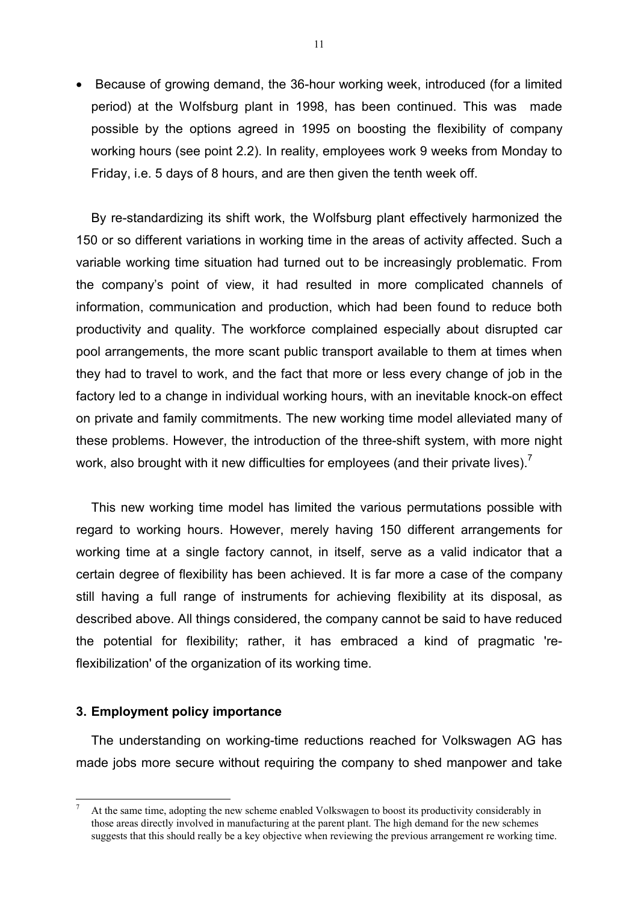- Because of growing demand, the 36-hour working week, introduced (for a limited period) at the Wolfsburg plant in 1998, has been continued. This was made possible by the options agreed in 1995 on boosting the flexibility of company working hours (see point 2.2). In reality, employees work 9 weeks from Monday to Friday, i.e. 5 days of 8 hours, and are then given the tenth week off.

By re-standardizing its shift work, the Wolfsburg plant effectively harmonized the 150 or so different variations in working time in the areas of activity affected. Such a variable working time situation had turned out to be increasingly problematic. From the company's point of view, it had resulted in more complicated channels of information, communication and production, which had been found to reduce both productivity and quality. The workforce complained especially about disrupted car pool arrangements, the more scant public transport available to them at times when they had to travel to work, and the fact that more or less every change of job in the factory led to a change in individual working hours, with an inevitable knock-on effect on private and family commitments. The new working time model alleviated many of these problems. However, the introduction of the three-shift system, with more night work, also brought with it new difficulties for employees (and their private lives).[7]

This new working time model has limited the various permutations possible with regard to working hours. However, merely having 150 different arrangements for working time at a single factory cannot, in itself, serve as a valid indicator that a certain degree of flexibility has been achieved. It is far more a case of the company still having a full range of instruments for achieving flexibility at its disposal, as described above. All things considered, the company cannot be said to have reduced the potential for flexibility; rather, it has embraced a kind of pragmatic 're-flexibilization' of the organization of its working time.

## 3. Employment policy importance

The understanding on working-time reductions reached for Volkswagen AG has made jobs more secure without requiring the company to shed manpower and take

[7] At the same time, adopting the new scheme enabled Volkswagen to boost its productivity considerably in those areas directly involved in manufacturing at the parent plant. The high demand for the new schemes suggests that this should really be a key objective when reviewing the previous arrangement re working time.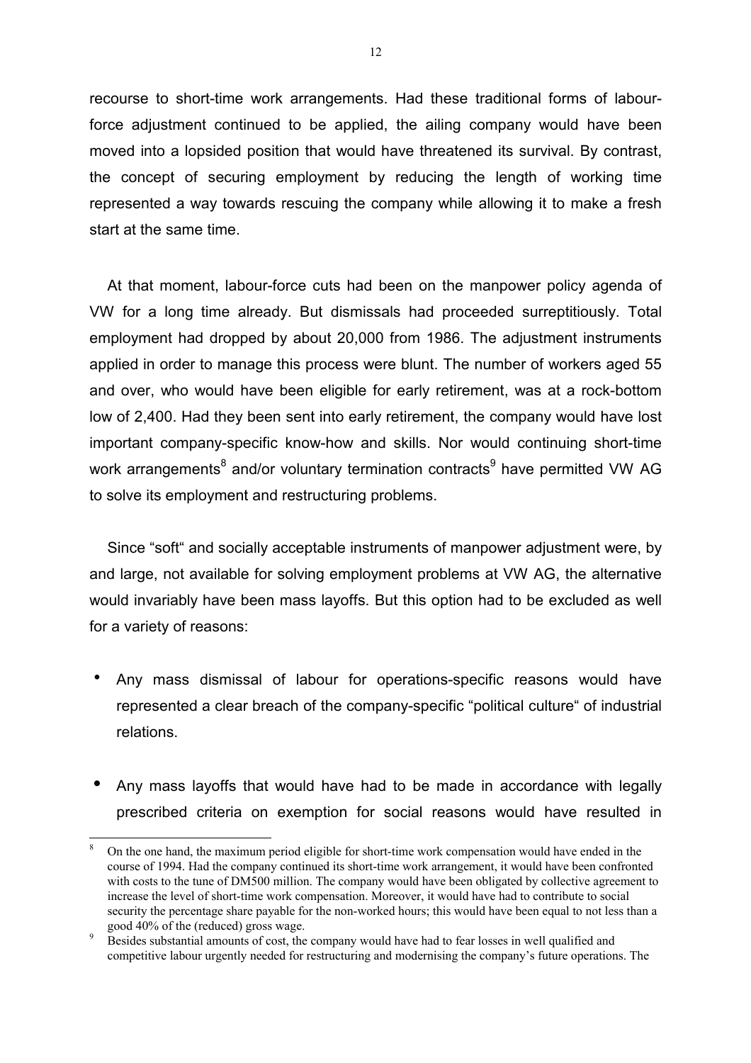recourse to short-time work arrangements. Had these traditional forms of labour-force adjustment continued to be applied, the ailing company would have been moved into a lopsided position that would have threatened its survival. By contrast, the concept of securing employment by reducing the length of working time represented a way towards rescuing the company while allowing it to make a fresh start at the same time.

At that moment, labour-force cuts had been on the manpower policy agenda of VW for a long time already. But dismissals had proceeded surreptitiously. Total employment had dropped by about 20,000 from 1986. The adjustment instruments applied in order to manage this process were blunt. The number of workers aged 55 and over, who would have been eligible for early retirement, was at a rock-bottom low of 2,400. Had they been sent into early retirement, the company would have lost important company-specific know-how and skills. Nor would continuing short-time work arrangements[8] and/or voluntary termination contracts[9] have permitted VW AG to solve its employment and restructuring problems.

Since "soft" and socially acceptable instruments of manpower adjustment were, by and large, not available for solving employment problems at VW AG, the alternative would invariably have been mass layoffs. But this option had to be excluded as well for a variety of reasons:

- Any mass dismissal of labour for operations-specific reasons would have represented a clear breach of the company-specific "political culture" of industrial relations.
- Any mass layoffs that would have had to be made in accordance with legally prescribed criteria on exemption for social reasons would have resulted in

---

[8] On the one hand, the maximum period eligible for short-time work compensation would have ended in the course of 1994. Had the company continued its short-time work arrangement, it would have been confronted with costs to the tune of DM500 million. The company would have been obligated by collective agreement to increase the level of short-time work compensation. Moreover, it would have had to contribute to social security the percentage share payable for the non-worked hours; this would have been equal to not less than a good 40% of the (reduced) gross wage.

[9] Besides substantial amounts of cost, the company would have had to fear losses in well qualified and competitive labour urgently needed for restructuring and modernising the company's future operations. The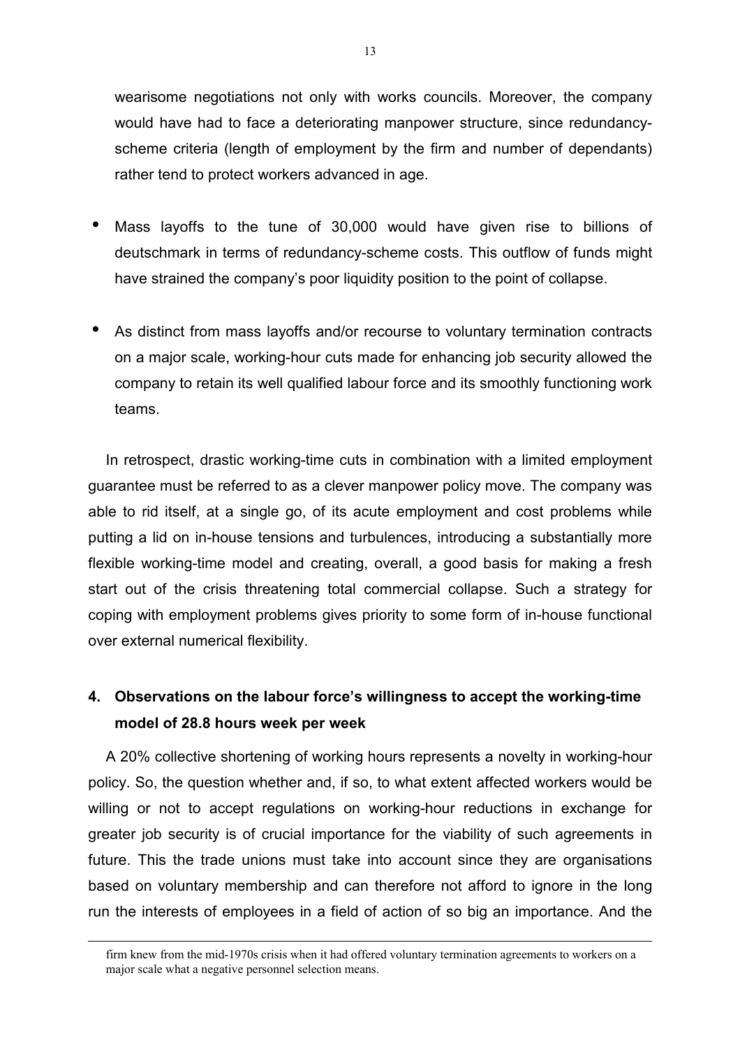wearisome negotiations not only with works councils. Moreover, the company would have had to face a deteriorating manpower structure, since redundancy-scheme criteria (length of employment by the firm and number of dependants) rather tend to protect workers advanced in age.

- Mass layoffs to the tune of 30,000 would have given rise to billions of deutschmark in terms of redundancy-scheme costs. This outflow of funds might have strained the company's poor liquidity position to the point of collapse.

- As distinct from mass layoffs and/or recourse to voluntary termination contracts on a major scale, working-hour cuts made for enhancing job security allowed the company to retain its well qualified labour force and its smoothly functioning work teams.

In retrospect, drastic working-time cuts in combination with a limited employment guarantee must be referred to as a clever manpower policy move. The company was able to rid itself, at a single go, of its acute employment and cost problems while putting a lid on in-house tensions and turbulences, introducing a substantially more flexible working-time model and creating, overall, a good basis for making a fresh start out of the crisis threatening total commercial collapse. Such a strategy for coping with employment problems gives priority to some form of in-house functional over external numerical flexibility.

## 4. Observations on the labour force's willingness to accept the working-time model of 28.8 hours week per week

A 20% collective shortening of working hours represents a novelty in working-hour policy. So, the question whether and, if so, to what extent affected workers would be willing or not to accept regulations on working-hour reductions in exchange for greater job security is of crucial importance for the viability of such agreements in future. This the trade unions must take into account since they are organisations based on voluntary membership and can therefore not afford to ignore in the long run the interests of employees in a field of action of so big an importance. And the

---

firm knew from the mid-1970s crisis when it had offered voluntary termination agreements to workers on a major scale what a negative personnel selection means.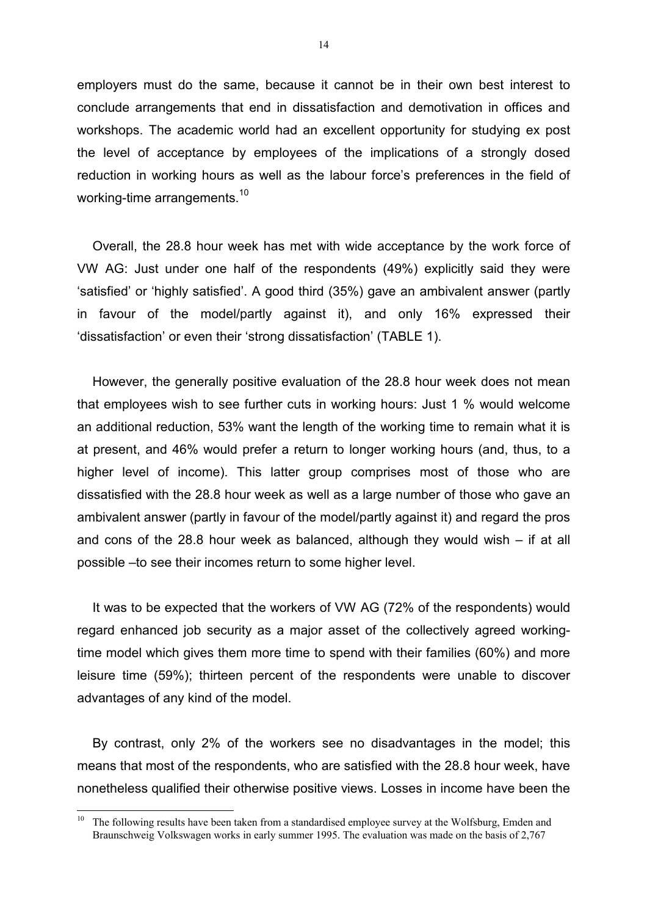employers must do the same, because it cannot be in their own best interest to conclude arrangements that end in dissatisfaction and demotivation in offices and workshops. The academic world had an excellent opportunity for studying ex post the level of acceptance by employees of the implications of a strongly dosed reduction in working hours as well as the labour force's preferences in the field of working-time arrangements.[10]

Overall, the 28.8 hour week has met with wide acceptance by the work force of VW AG: Just under one half of the respondents (49%) explicitly said they were 'satisfied' or 'highly satisfied'. A good third (35%) gave an ambivalent answer (partly in favour of the model/partly against it), and only 16% expressed their 'dissatisfaction' or even their 'strong dissatisfaction' (TABLE 1).

However, the generally positive evaluation of the 28.8 hour week does not mean that employees wish to see further cuts in working hours: Just 1 % would welcome an additional reduction, 53% want the length of the working time to remain what it is at present, and 46% would prefer a return to longer working hours (and, thus, to a higher level of income). This latter group comprises most of those who are dissatisfied with the 28.8 hour week as well as a large number of those who gave an ambivalent answer (partly in favour of the model/partly against it) and regard the pros and cons of the 28.8 hour week as balanced, although they would wish – if at all possible –to see their incomes return to some higher level.

It was to be expected that the workers of VW AG (72% of the respondents) would regard enhanced job security as a major asset of the collectively agreed working-time model which gives them more time to spend with their families (60%) and more leisure time (59%); thirteen percent of the respondents were unable to discover advantages of any kind of the model.

By contrast, only 2% of the workers see no disadvantages in the model; this means that most of the respondents, who are satisfied with the 28.8 hour week, have nonetheless qualified their otherwise positive views. Losses in income have been the

[10] The following results have been taken from a standardised employee survey at the Wolfsburg, Emden and Braunschweig Volkswagen works in early summer 1995. The evaluation was made on the basis of 2,767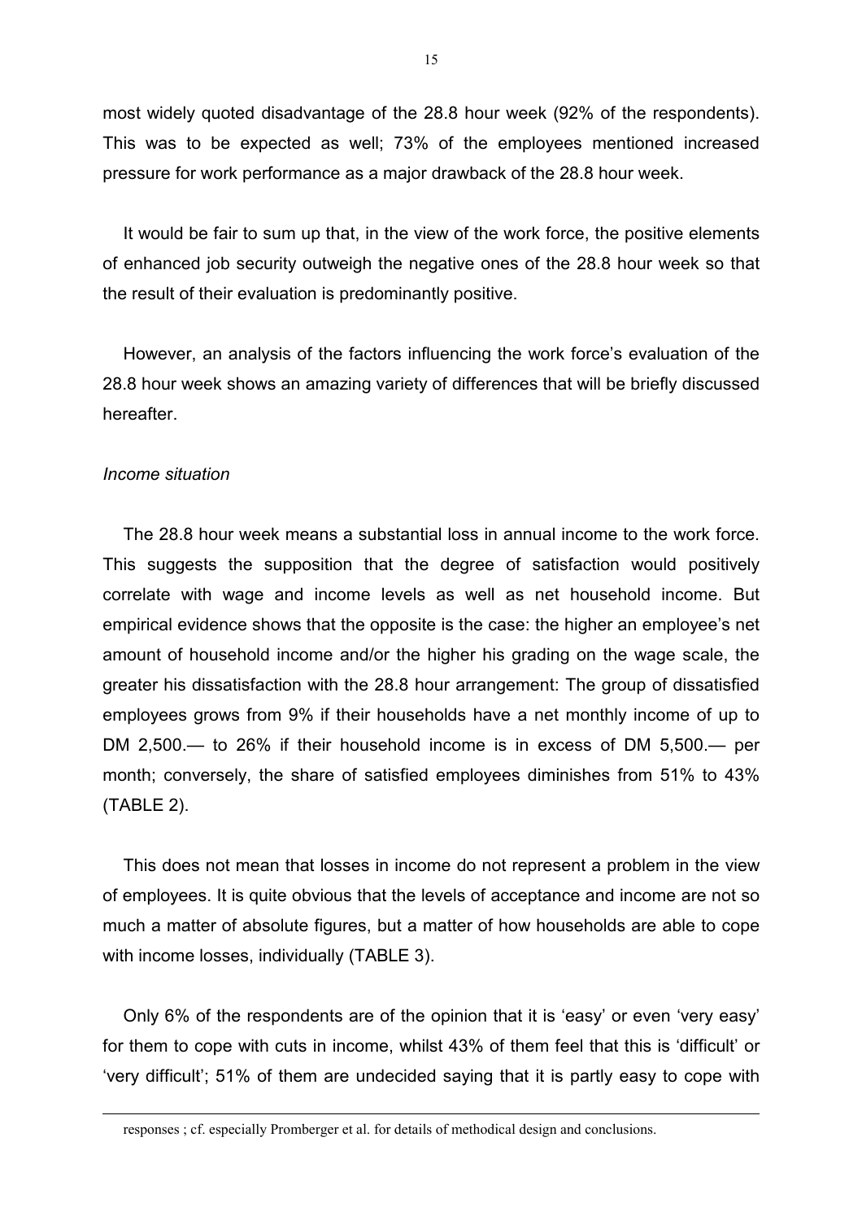most widely quoted disadvantage of the 28.8 hour week (92% of the respondents). This was to be expected as well; 73% of the employees mentioned increased pressure for work performance as a major drawback of the 28.8 hour week.

It would be fair to sum up that, in the view of the work force, the positive elements of enhanced job security outweigh the negative ones of the 28.8 hour week so that the result of their evaluation is predominantly positive.

However, an analysis of the factors influencing the work force's evaluation of the 28.8 hour week shows an amazing variety of differences that will be briefly discussed hereafter.

*Income situation*

The 28.8 hour week means a substantial loss in annual income to the work force. This suggests the supposition that the degree of satisfaction would positively correlate with wage and income levels as well as net household income. But empirical evidence shows that the opposite is the case: the higher an employee's net amount of household income and/or the higher his grading on the wage scale, the greater his dissatisfaction with the 28.8 hour arrangement: The group of dissatisfied employees grows from 9% if their households have a net monthly income of up to DM 2,500.— to 26% if their household income is in excess of DM 5,500.— per month; conversely, the share of satisfied employees diminishes from 51% to 43% (TABLE 2).

This does not mean that losses in income do not represent a problem in the view of employees. It is quite obvious that the levels of acceptance and income are not so much a matter of absolute figures, but a matter of how households are able to cope with income losses, individually (TABLE 3).

Only 6% of the respondents are of the opinion that it is 'easy' or even 'very easy' for them to cope with cuts in income, whilst 43% of them feel that this is 'difficult' or 'very difficult'; 51% of them are undecided saying that it is partly easy to cope with

---

responses ; cf. especially Promberger et al. for details of methodical design and conclusions.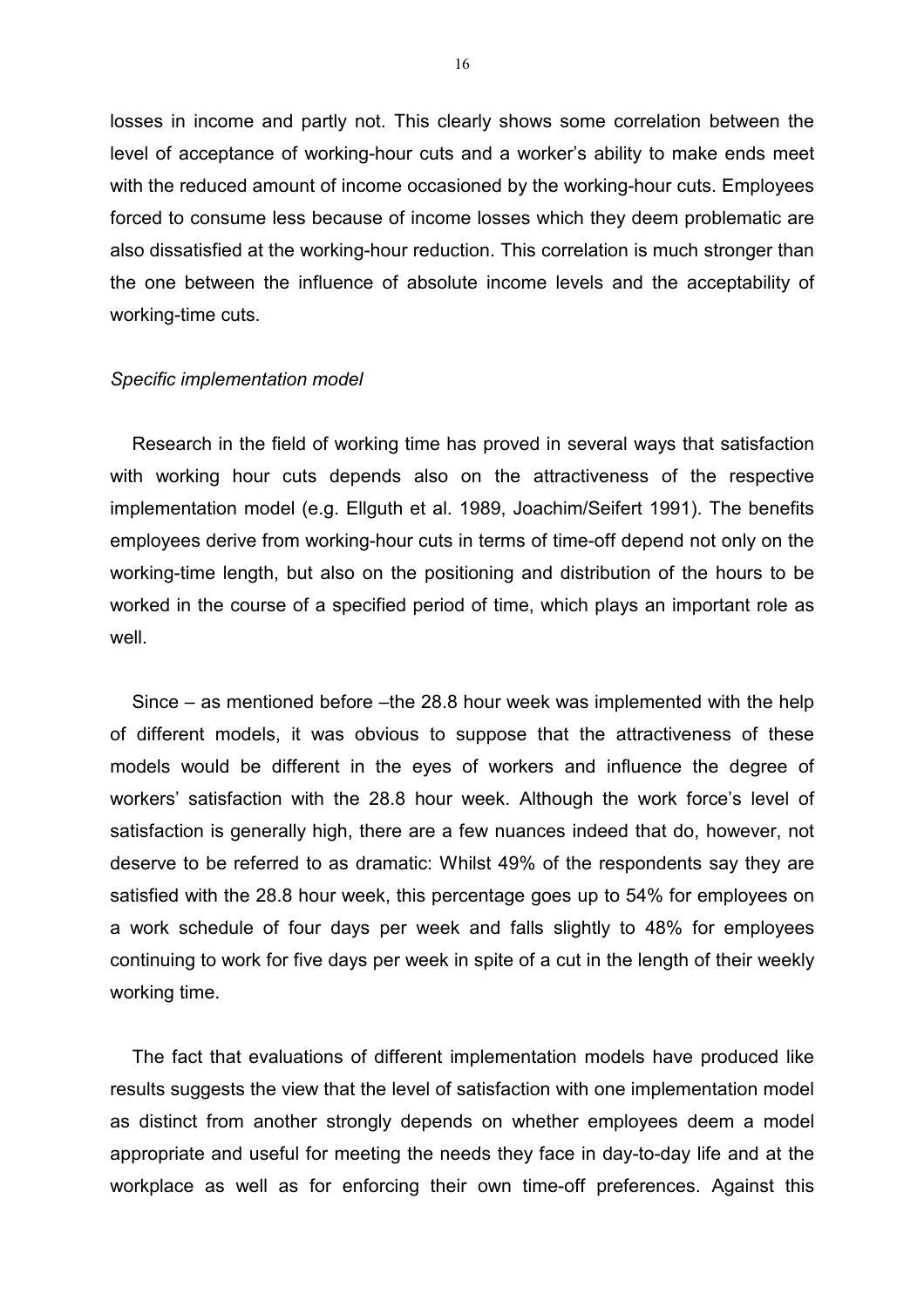losses in income and partly not. This clearly shows some correlation between the level of acceptance of working-hour cuts and a worker's ability to make ends meet with the reduced amount of income occasioned by the working-hour cuts. Employees forced to consume less because of income losses which they deem problematic are also dissatisfied at the working-hour reduction. This correlation is much stronger than the one between the influence of absolute income levels and the acceptability of working-time cuts.

*Specific implementation model*

Research in the field of working time has proved in several ways that satisfaction with working hour cuts depends also on the attractiveness of the respective implementation model (e.g. Ellguth et al. 1989, Joachim/Seifert 1991). The benefits employees derive from working-hour cuts in terms of time-off depend not only on the working-time length, but also on the positioning and distribution of the hours to be worked in the course of a specified period of time, which plays an important role as well.

Since – as mentioned before –the 28.8 hour week was implemented with the help of different models, it was obvious to suppose that the attractiveness of these models would be different in the eyes of workers and influence the degree of workers' satisfaction with the 28.8 hour week. Although the work force's level of satisfaction is generally high, there are a few nuances indeed that do, however, not deserve to be referred to as dramatic: Whilst 49% of the respondents say they are satisfied with the 28.8 hour week, this percentage goes up to 54% for employees on a work schedule of four days per week and falls slightly to 48% for employees continuing to work for five days per week in spite of a cut in the length of their weekly working time.

The fact that evaluations of different implementation models have produced like results suggests the view that the level of satisfaction with one implementation model as distinct from another strongly depends on whether employees deem a model appropriate and useful for meeting the needs they face in day-to-day life and at the workplace as well as for enforcing their own time-off preferences. Against this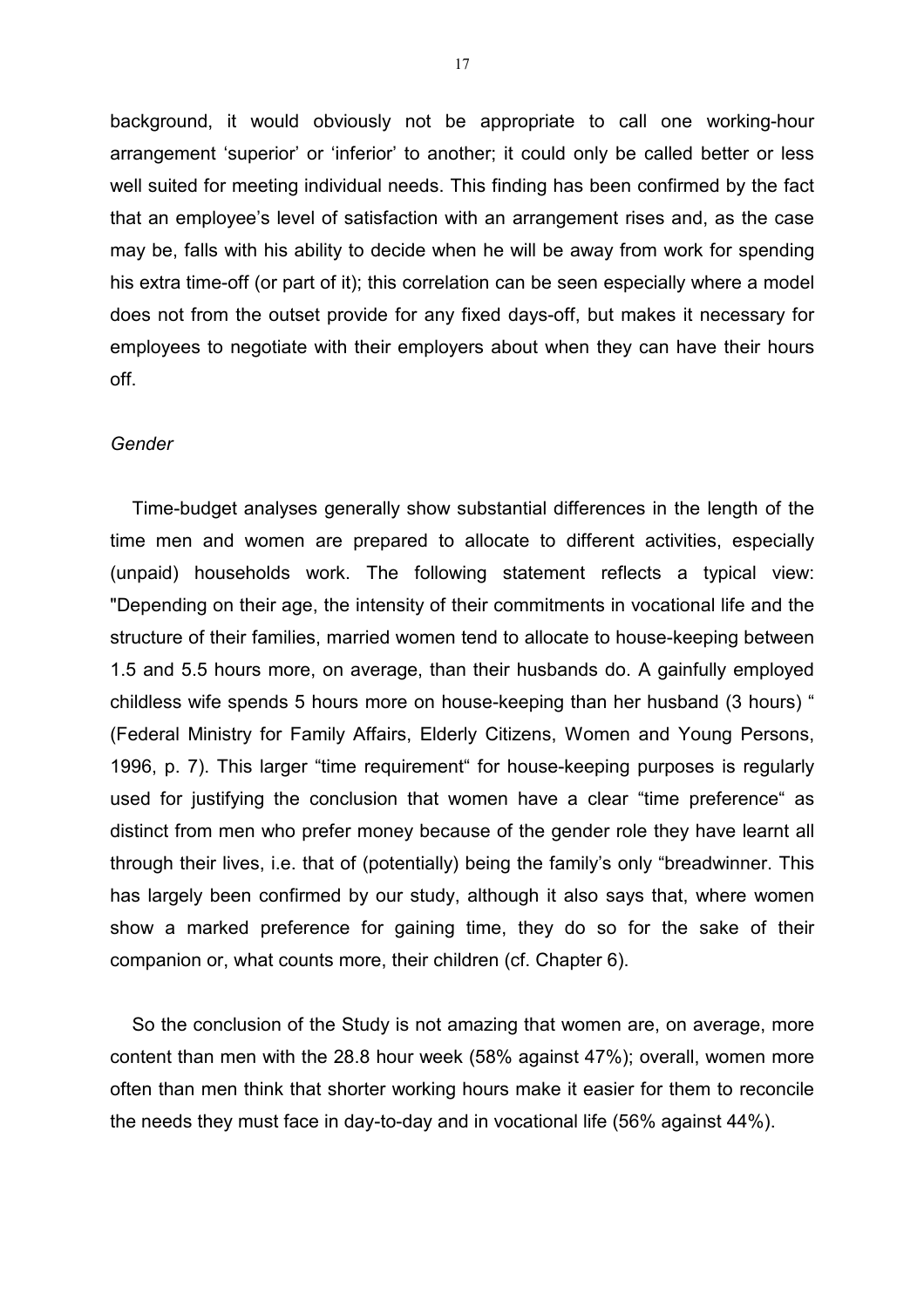background, it would obviously not be appropriate to call one working-hour arrangement 'superior' or 'inferior' to another; it could only be called better or less well suited for meeting individual needs. This finding has been confirmed by the fact that an employee's level of satisfaction with an arrangement rises and, as the case may be, falls with his ability to decide when he will be away from work for spending his extra time-off (or part of it); this correlation can be seen especially where a model does not from the outset provide for any fixed days-off, but makes it necessary for employees to negotiate with their employers about when they can have their hours off.

*Gender*

Time-budget analyses generally show substantial differences in the length of the time men and women are prepared to allocate to different activities, especially (unpaid) households work. The following statement reflects a typical view: "Depending on their age, the intensity of their commitments in vocational life and the structure of their families, married women tend to allocate to house-keeping between 1.5 and 5.5 hours more, on average, than their husbands do. A gainfully employed childless wife spends 5 hours more on house-keeping than her husband (3 hours) " (Federal Ministry for Family Affairs, Elderly Citizens, Women and Young Persons, 1996, p. 7). This larger "time requirement" for house-keeping purposes is regularly used for justifying the conclusion that women have a clear "time preference" as distinct from men who prefer money because of the gender role they have learnt all through their lives, i.e. that of (potentially) being the family's only "breadwinner. This has largely been confirmed by our study, although it also says that, where women show a marked preference for gaining time, they do so for the sake of their companion or, what counts more, their children (cf. Chapter 6).

So the conclusion of the Study is not amazing that women are, on average, more content than men with the 28.8 hour week (58% against 47%); overall, women more often than men think that shorter working hours make it easier for them to reconcile the needs they must face in day-to-day and in vocational life (56% against 44%).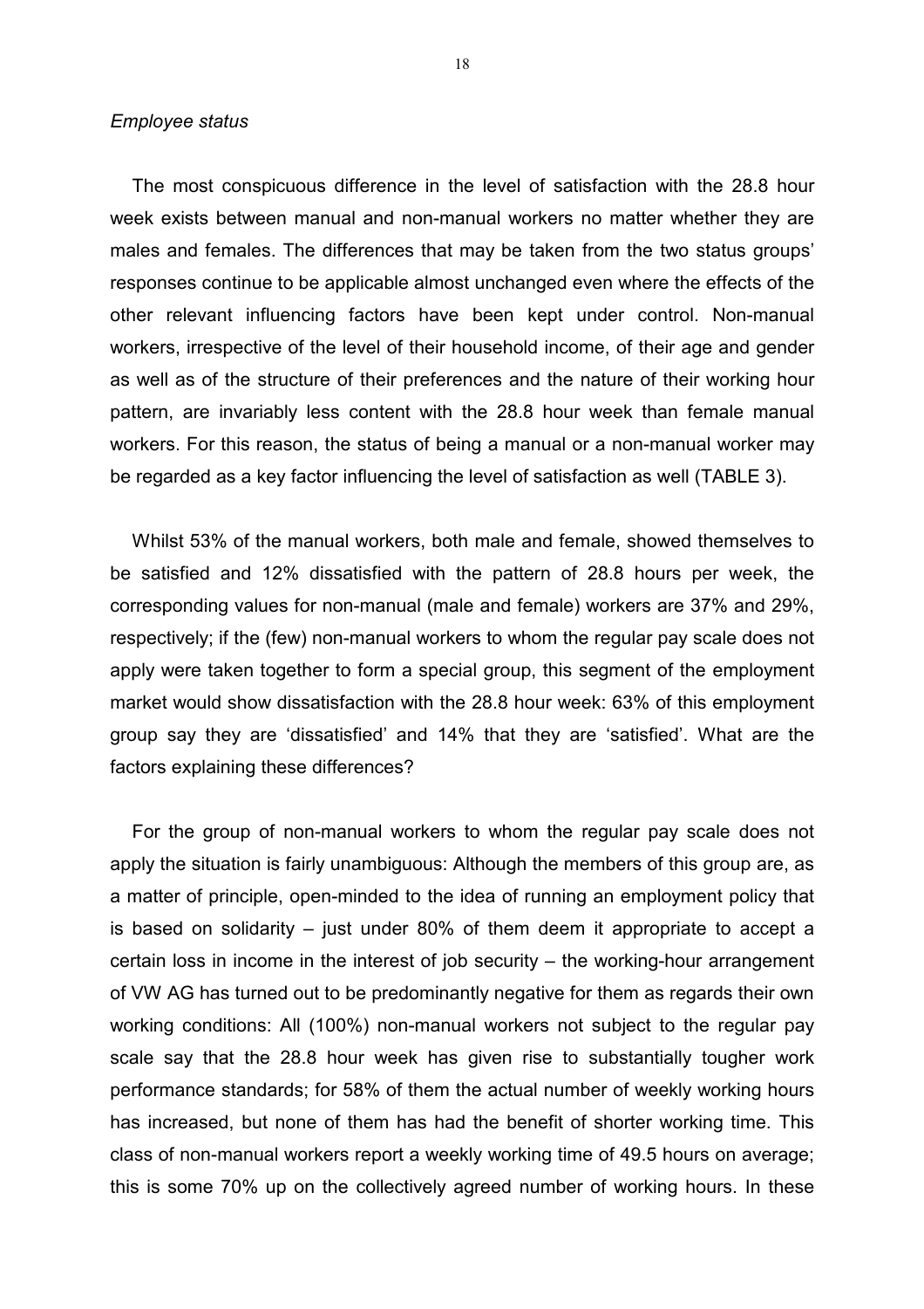*Employee status*

The most conspicuous difference in the level of satisfaction with the 28.8 hour week exists between manual and non-manual workers no matter whether they are males and females. The differences that may be taken from the two status groups' responses continue to be applicable almost unchanged even where the effects of the other relevant influencing factors have been kept under control. Non-manual workers, irrespective of the level of their household income, of their age and gender as well as of the structure of their preferences and the nature of their working hour pattern, are invariably less content with the 28.8 hour week than female manual workers. For this reason, the status of being a manual or a non-manual worker may be regarded as a key factor influencing the level of satisfaction as well (TABLE 3).

Whilst 53% of the manual workers, both male and female, showed themselves to be satisfied and 12% dissatisfied with the pattern of 28.8 hours per week, the corresponding values for non-manual (male and female) workers are 37% and 29%, respectively; if the (few) non-manual workers to whom the regular pay scale does not apply were taken together to form a special group, this segment of the employment market would show dissatisfaction with the 28.8 hour week: 63% of this employment group say they are 'dissatisfied' and 14% that they are 'satisfied'. What are the factors explaining these differences?

For the group of non-manual workers to whom the regular pay scale does not apply the situation is fairly unambiguous: Although the members of this group are, as a matter of principle, open-minded to the idea of running an employment policy that is based on solidarity – just under 80% of them deem it appropriate to accept a certain loss in income in the interest of job security – the working-hour arrangement of VW AG has turned out to be predominantly negative for them as regards their own working conditions: All (100%) non-manual workers not subject to the regular pay scale say that the 28.8 hour week has given rise to substantially tougher work performance standards; for 58% of them the actual number of weekly working hours has increased, but none of them has had the benefit of shorter working time. This class of non-manual workers report a weekly working time of 49.5 hours on average; this is some 70% up on the collectively agreed number of working hours. In these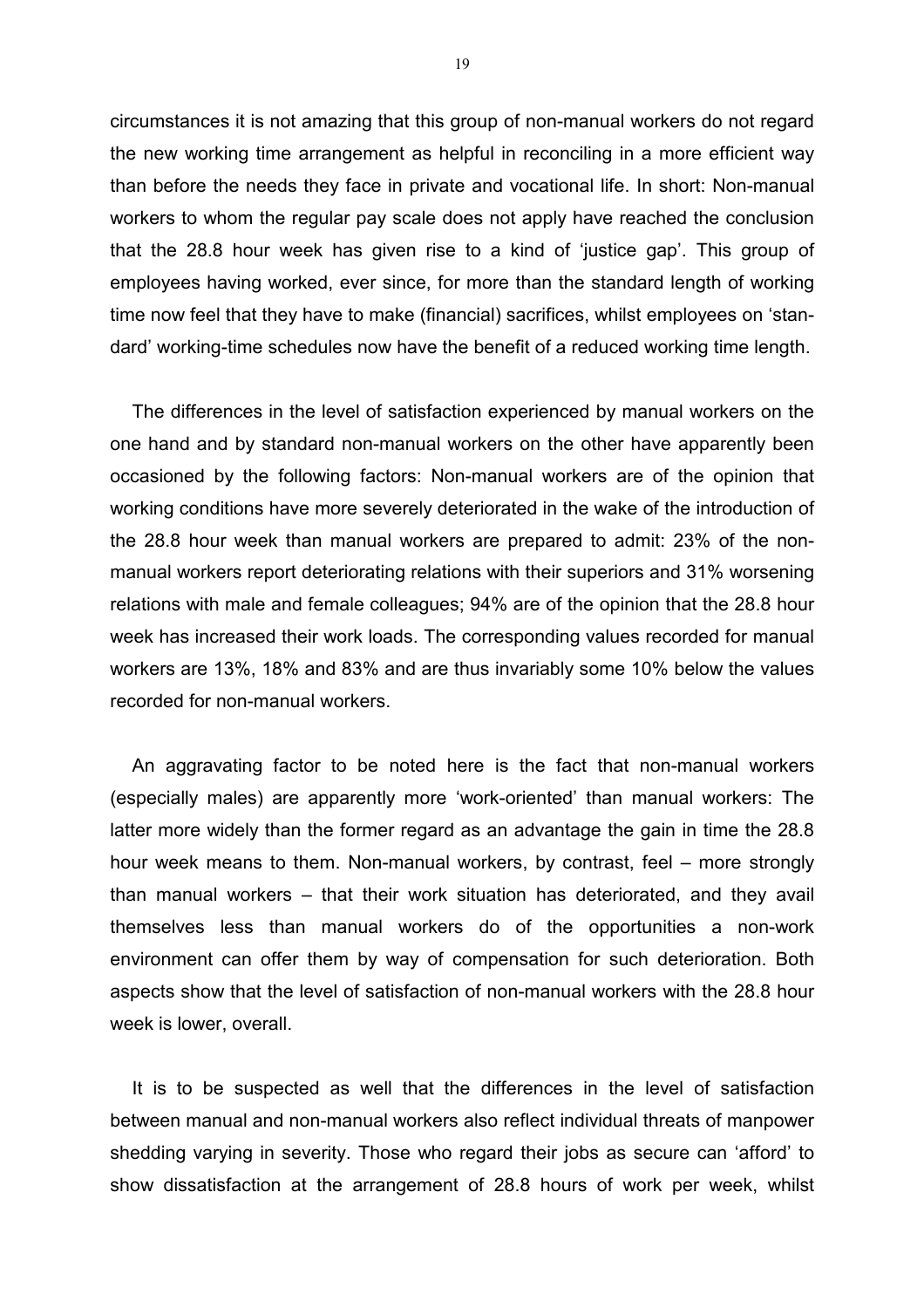circumstances it is not amazing that this group of non-manual workers do not regard the new working time arrangement as helpful in reconciling in a more efficient way than before the needs they face in private and vocational life. In short: Non-manual workers to whom the regular pay scale does not apply have reached the conclusion that the 28.8 hour week has given rise to a kind of 'justice gap'. This group of employees having worked, ever since, for more than the standard length of working time now feel that they have to make (financial) sacrifices, whilst employees on 'standard' working-time schedules now have the benefit of a reduced working time length.

The differences in the level of satisfaction experienced by manual workers on the one hand and by standard non-manual workers on the other have apparently been occasioned by the following factors: Non-manual workers are of the opinion that working conditions have more severely deteriorated in the wake of the introduction of the 28.8 hour week than manual workers are prepared to admit: 23% of the non-manual workers report deteriorating relations with their superiors and 31% worsening relations with male and female colleagues; 94% are of the opinion that the 28.8 hour week has increased their work loads. The corresponding values recorded for manual workers are 13%, 18% and 83% and are thus invariably some 10% below the values recorded for non-manual workers.

An aggravating factor to be noted here is the fact that non-manual workers (especially males) are apparently more 'work-oriented' than manual workers: The latter more widely than the former regard as an advantage the gain in time the 28.8 hour week means to them. Non-manual workers, by contrast, feel – more strongly than manual workers – that their work situation has deteriorated, and they avail themselves less than manual workers do of the opportunities a non-work environment can offer them by way of compensation for such deterioration. Both aspects show that the level of satisfaction of non-manual workers with the 28.8 hour week is lower, overall.

It is to be suspected as well that the differences in the level of satisfaction between manual and non-manual workers also reflect individual threats of manpower shedding varying in severity. Those who regard their jobs as secure can 'afford' to show dissatisfaction at the arrangement of 28.8 hours of work per week, whilst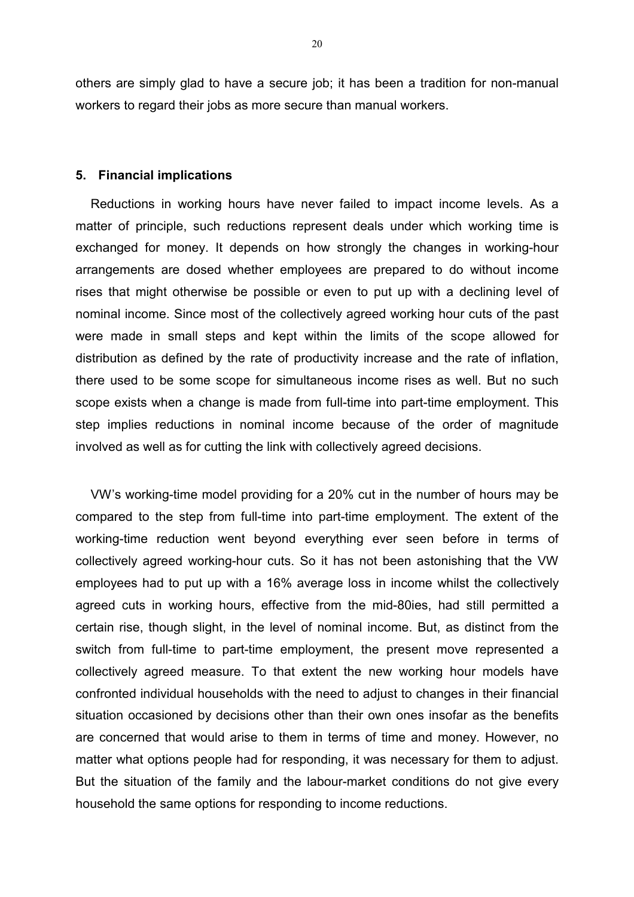others are simply glad to have a secure job; it has been a tradition for non-manual workers to regard their jobs as more secure than manual workers.

## 5. Financial implications

Reductions in working hours have never failed to impact income levels. As a matter of principle, such reductions represent deals under which working time is exchanged for money. It depends on how strongly the changes in working-hour arrangements are dosed whether employees are prepared to do without income rises that might otherwise be possible or even to put up with a declining level of nominal income. Since most of the collectively agreed working hour cuts of the past were made in small steps and kept within the limits of the scope allowed for distribution as defined by the rate of productivity increase and the rate of inflation, there used to be some scope for simultaneous income rises as well. But no such scope exists when a change is made from full-time into part-time employment. This step implies reductions in nominal income because of the order of magnitude involved as well as for cutting the link with collectively agreed decisions.

VW's working-time model providing for a 20% cut in the number of hours may be compared to the step from full-time into part-time employment. The extent of the working-time reduction went beyond everything ever seen before in terms of collectively agreed working-hour cuts. So it has not been astonishing that the VW employees had to put up with a 16% average loss in income whilst the collectively agreed cuts in working hours, effective from the mid-80ies, had still permitted a certain rise, though slight, in the level of nominal income. But, as distinct from the switch from full-time to part-time employment, the present move represented a collectively agreed measure. To that extent the new working hour models have confronted individual households with the need to adjust to changes in their financial situation occasioned by decisions other than their own ones insofar as the benefits are concerned that would arise to them in terms of time and money. However, no matter what options people had for responding, it was necessary for them to adjust. But the situation of the family and the labour-market conditions do not give every household the same options for responding to income reductions.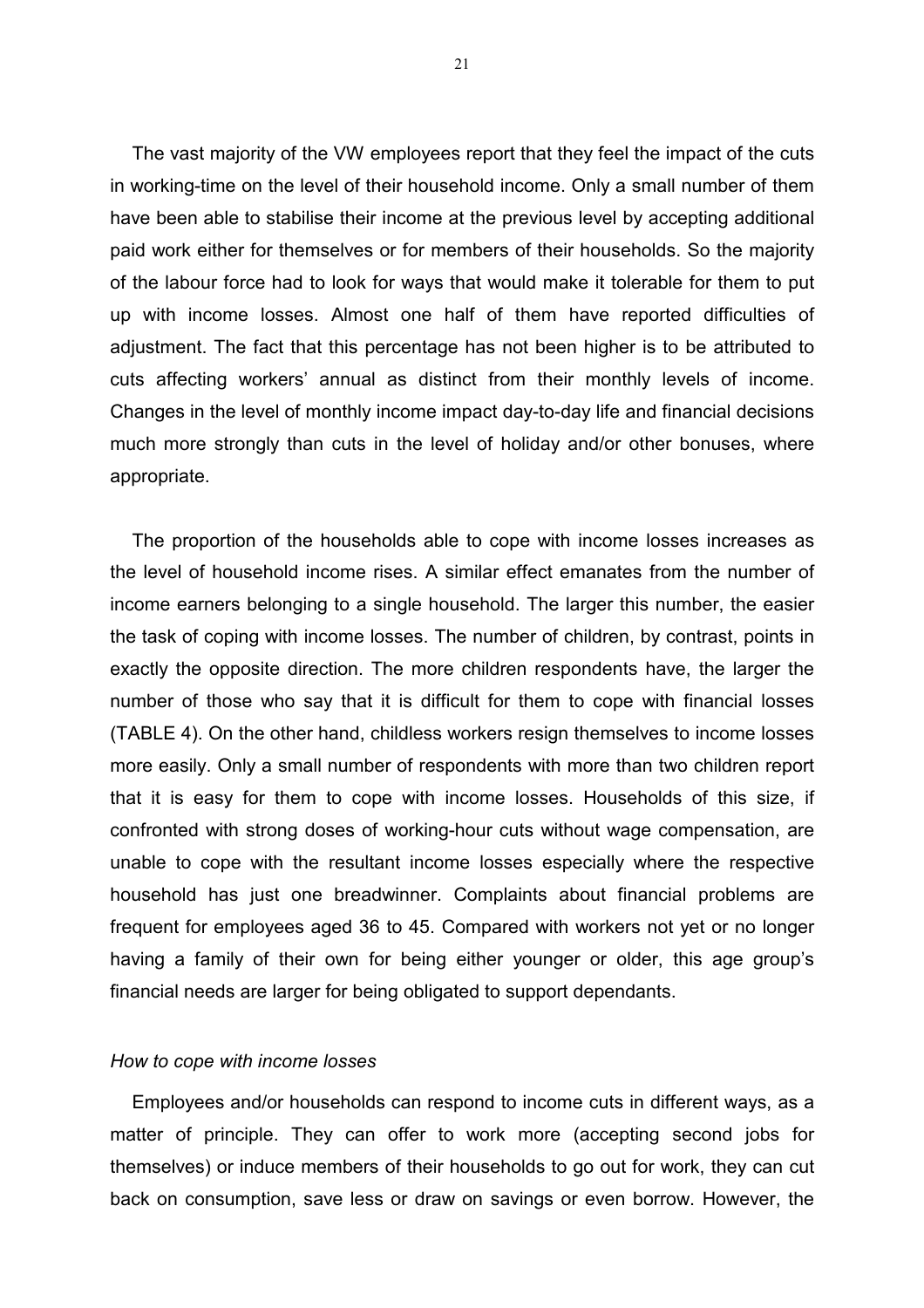The vast majority of the VW employees report that they feel the impact of the cuts in working-time on the level of their household income. Only a small number of them have been able to stabilise their income at the previous level by accepting additional paid work either for themselves or for members of their households. So the majority of the labour force had to look for ways that would make it tolerable for them to put up with income losses. Almost one half of them have reported difficulties of adjustment. The fact that this percentage has not been higher is to be attributed to cuts affecting workers' annual as distinct from their monthly levels of income. Changes in the level of monthly income impact day-to-day life and financial decisions much more strongly than cuts in the level of holiday and/or other bonuses, where appropriate.

The proportion of the households able to cope with income losses increases as the level of household income rises. A similar effect emanates from the number of income earners belonging to a single household. The larger this number, the easier the task of coping with income losses. The number of children, by contrast, points in exactly the opposite direction. The more children respondents have, the larger the number of those who say that it is difficult for them to cope with financial losses (TABLE 4). On the other hand, childless workers resign themselves to income losses more easily. Only a small number of respondents with more than two children report that it is easy for them to cope with income losses. Households of this size, if confronted with strong doses of working-hour cuts without wage compensation, are unable to cope with the resultant income losses especially where the respective household has just one breadwinner. Complaints about financial problems are frequent for employees aged 36 to 45. Compared with workers not yet or no longer having a family of their own for being either younger or older, this age group's financial needs are larger for being obligated to support dependants.

*How to cope with income losses*

Employees and/or households can respond to income cuts in different ways, as a matter of principle. They can offer to work more (accepting second jobs for themselves) or induce members of their households to go out for work, they can cut back on consumption, save less or draw on savings or even borrow. However, the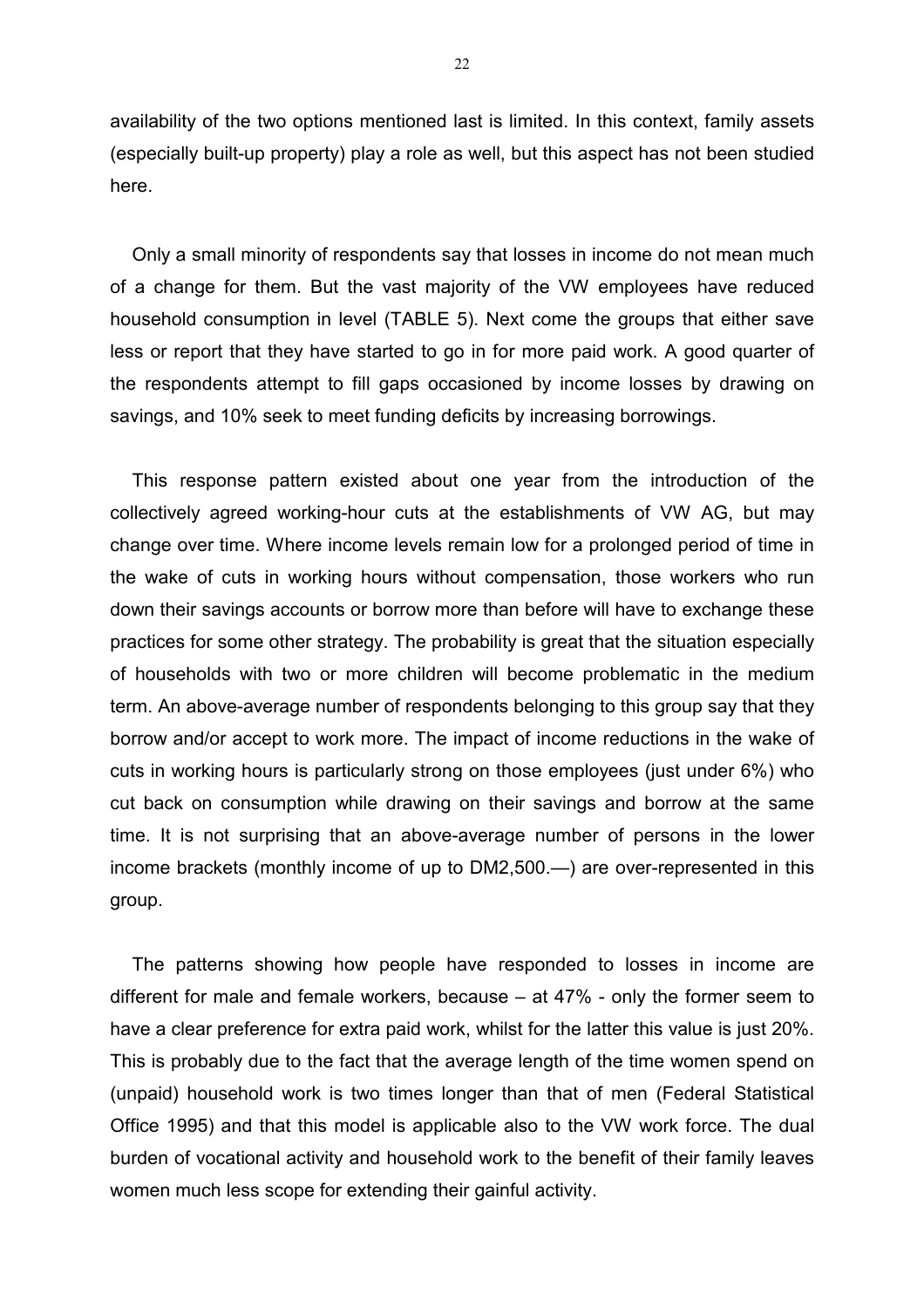availability of the two options mentioned last is limited. In this context, family assets (especially built-up property) play a role as well, but this aspect has not been studied here.

Only a small minority of respondents say that losses in income do not mean much of a change for them. But the vast majority of the VW employees have reduced household consumption in level (TABLE 5). Next come the groups that either save less or report that they have started to go in for more paid work. A good quarter of the respondents attempt to fill gaps occasioned by income losses by drawing on savings, and 10% seek to meet funding deficits by increasing borrowings.

This response pattern existed about one year from the introduction of the collectively agreed working-hour cuts at the establishments of VW AG, but may change over time. Where income levels remain low for a prolonged period of time in the wake of cuts in working hours without compensation, those workers who run down their savings accounts or borrow more than before will have to exchange these practices for some other strategy. The probability is great that the situation especially of households with two or more children will become problematic in the medium term. An above-average number of respondents belonging to this group say that they borrow and/or accept to work more. The impact of income reductions in the wake of cuts in working hours is particularly strong on those employees (just under 6%) who cut back on consumption while drawing on their savings and borrow at the same time. It is not surprising that an above-average number of persons in the lower income brackets (monthly income of up to DM2,500.—) are over-represented in this group.

The patterns showing how people have responded to losses in income are different for male and female workers, because – at 47% - only the former seem to have a clear preference for extra paid work, whilst for the latter this value is just 20%. This is probably due to the fact that the average length of the time women spend on (unpaid) household work is two times longer than that of men (Federal Statistical Office 1995) and that this model is applicable also to the VW work force. The dual burden of vocational activity and household work to the benefit of their family leaves women much less scope for extending their gainful activity.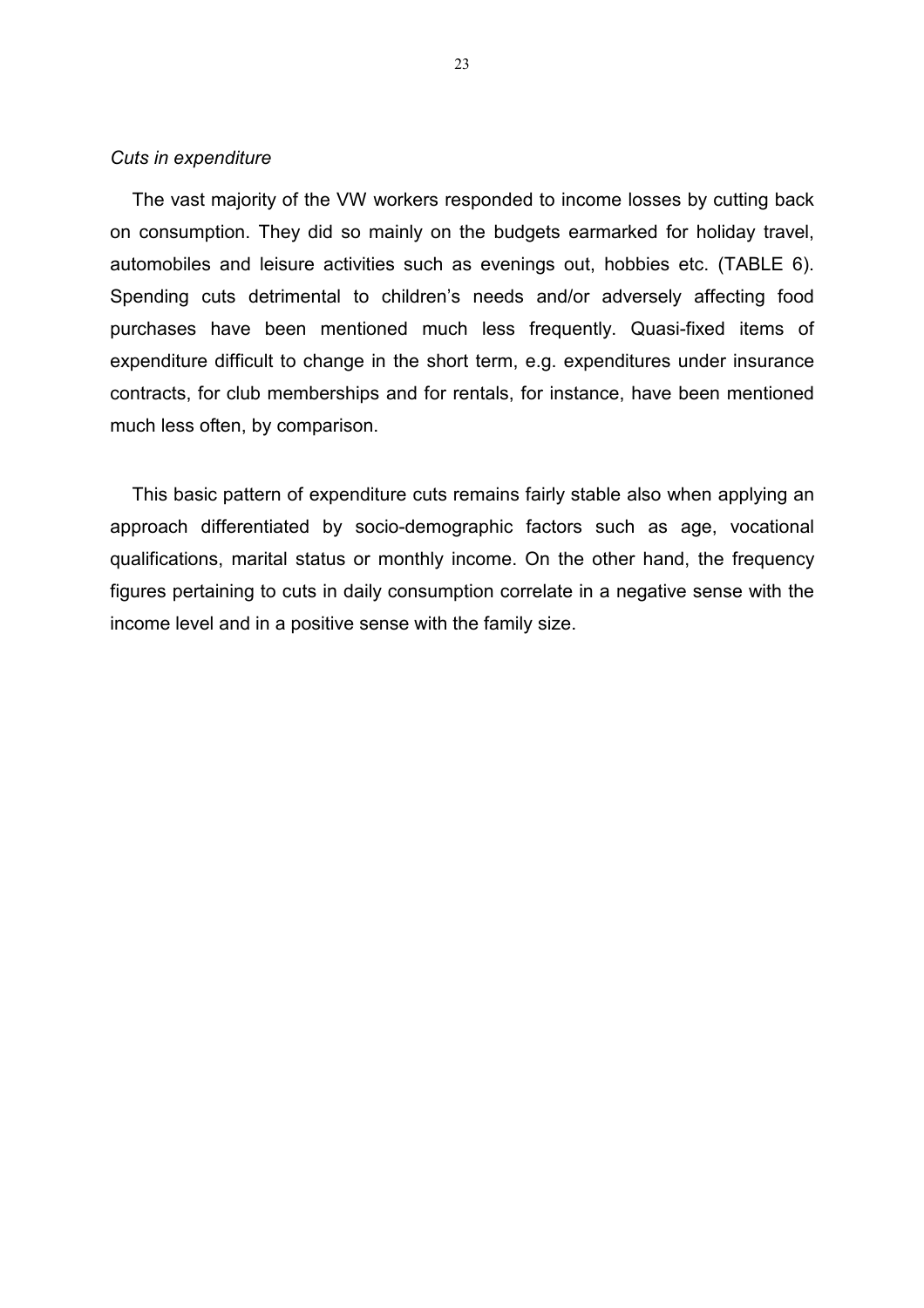*Cuts in expenditure*

The vast majority of the VW workers responded to income losses by cutting back on consumption. They did so mainly on the budgets earmarked for holiday travel, automobiles and leisure activities such as evenings out, hobbies etc. (TABLE 6). Spending cuts detrimental to children's needs and/or adversely affecting food purchases have been mentioned much less frequently. Quasi-fixed items of expenditure difficult to change in the short term, e.g. expenditures under insurance contracts, for club memberships and for rentals, for instance, have been mentioned much less often, by comparison.

This basic pattern of expenditure cuts remains fairly stable also when applying an approach differentiated by socio-demographic factors such as age, vocational qualifications, marital status or monthly income. On the other hand, the frequency figures pertaining to cuts in daily consumption correlate in a negative sense with the income level and in a positive sense with the family size.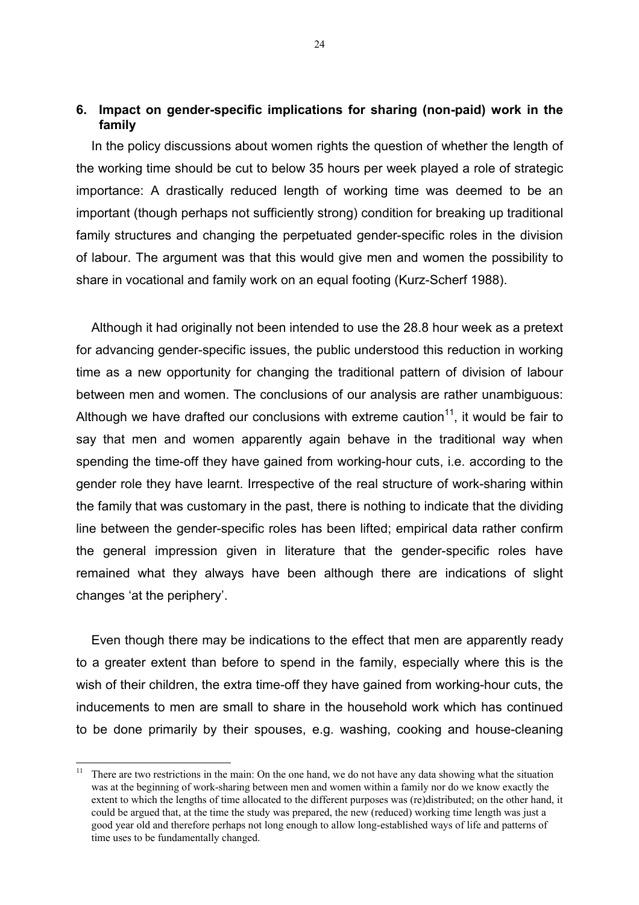## 6. Impact on gender-specific implications for sharing (non-paid) work in the family

In the policy discussions about women rights the question of whether the length of the working time should be cut to below 35 hours per week played a role of strategic importance: A drastically reduced length of working time was deemed to be an important (though perhaps not sufficiently strong) condition for breaking up traditional family structures and changing the perpetuated gender-specific roles in the division of labour. The argument was that this would give men and women the possibility to share in vocational and family work on an equal footing (Kurz-Scherf 1988).

Although it had originally not been intended to use the 28.8 hour week as a pretext for advancing gender-specific issues, the public understood this reduction in working time as a new opportunity for changing the traditional pattern of division of labour between men and women. The conclusions of our analysis are rather unambiguous: Although we have drafted our conclusions with extreme caution[11], it would be fair to say that men and women apparently again behave in the traditional way when spending the time-off they have gained from working-hour cuts, i.e. according to the gender role they have learnt. Irrespective of the real structure of work-sharing within the family that was customary in the past, there is nothing to indicate that the dividing line between the gender-specific roles has been lifted; empirical data rather confirm the general impression given in literature that the gender-specific roles have remained what they always have been although there are indications of slight changes 'at the periphery'.

Even though there may be indications to the effect that men are apparently ready to a greater extent than before to spend in the family, especially where this is the wish of their children, the extra time-off they have gained from working-hour cuts, the inducements to men are small to share in the household work which has continued to be done primarily by their spouses, e.g. washing, cooking and house-cleaning

---

[11] There are two restrictions in the main: On the one hand, we do not have any data showing what the situation was at the beginning of work-sharing between men and women within a family nor do we know exactly the extent to which the lengths of time allocated to the different purposes was (re)distributed; on the other hand, it could be argued that, at the time the study was prepared, the new (reduced) working time length was just a good year old and therefore perhaps not long enough to allow long-established ways of life and patterns of time uses to be fundamentally changed.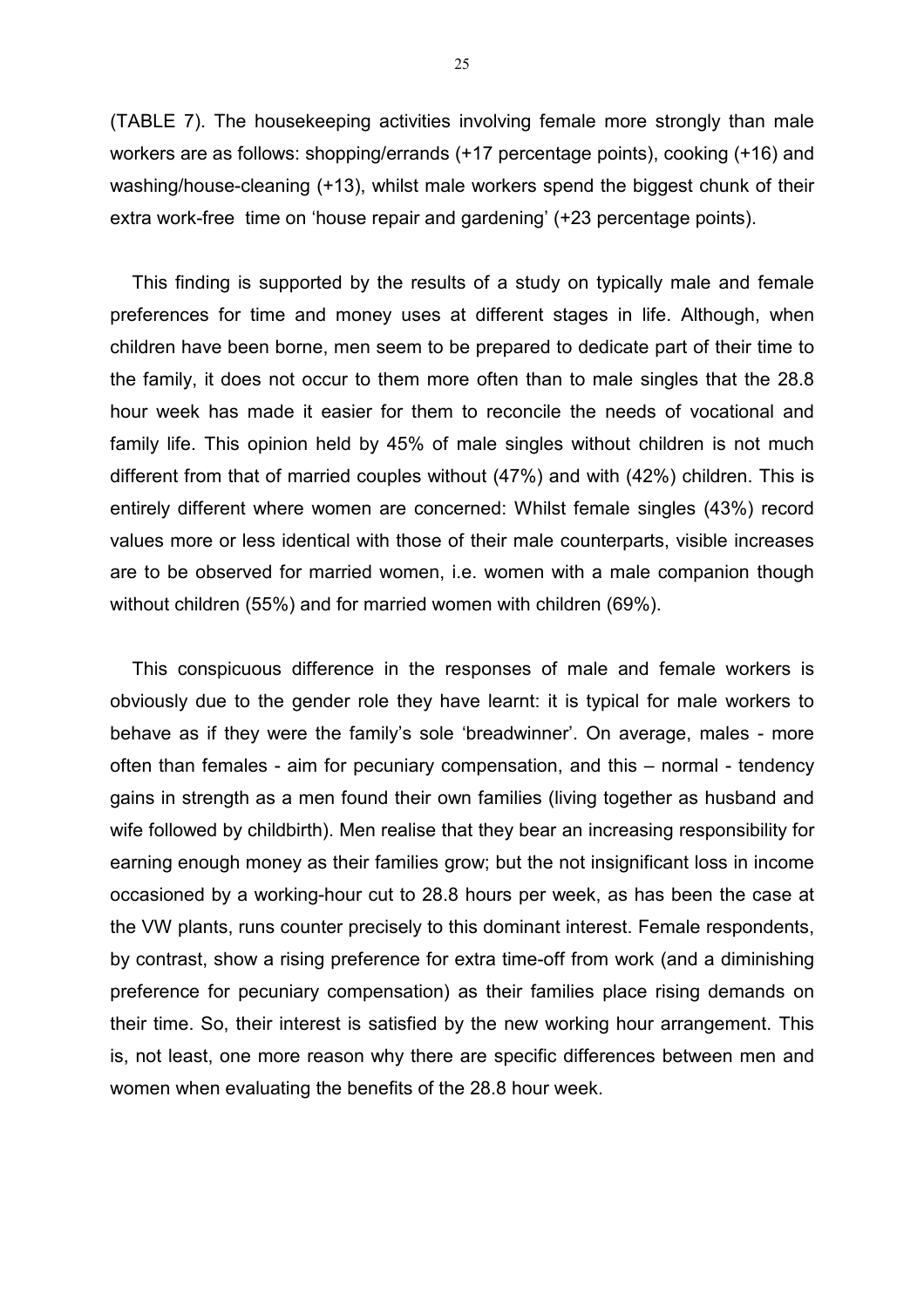(TABLE 7). The housekeeping activities involving female more strongly than male workers are as follows: shopping/errands (+17 percentage points), cooking (+16) and washing/house-cleaning (+13), whilst male workers spend the biggest chunk of their extra work-free time on 'house repair and gardening' (+23 percentage points).

This finding is supported by the results of a study on typically male and female preferences for time and money uses at different stages in life. Although, when children have been borne, men seem to be prepared to dedicate part of their time to the family, it does not occur to them more often than to male singles that the 28.8 hour week has made it easier for them to reconcile the needs of vocational and family life. This opinion held by 45% of male singles without children is not much different from that of married couples without (47%) and with (42%) children. This is entirely different where women are concerned: Whilst female singles (43%) record values more or less identical with those of their male counterparts, visible increases are to be observed for married women, i.e. women with a male companion though without children (55%) and for married women with children (69%).

This conspicuous difference in the responses of male and female workers is obviously due to the gender role they have learnt: it is typical for male workers to behave as if they were the family's sole 'breadwinner'. On average, males - more often than females - aim for pecuniary compensation, and this – normal - tendency gains in strength as a men found their own families (living together as husband and wife followed by childbirth). Men realise that they bear an increasing responsibility for earning enough money as their families grow; but the not insignificant loss in income occasioned by a working-hour cut to 28.8 hours per week, as has been the case at the VW plants, runs counter precisely to this dominant interest. Female respondents, by contrast, show a rising preference for extra time-off from work (and a diminishing preference for pecuniary compensation) as their families place rising demands on their time. So, their interest is satisfied by the new working hour arrangement. This is, not least, one more reason why there are specific differences between men and women when evaluating the benefits of the 28.8 hour week.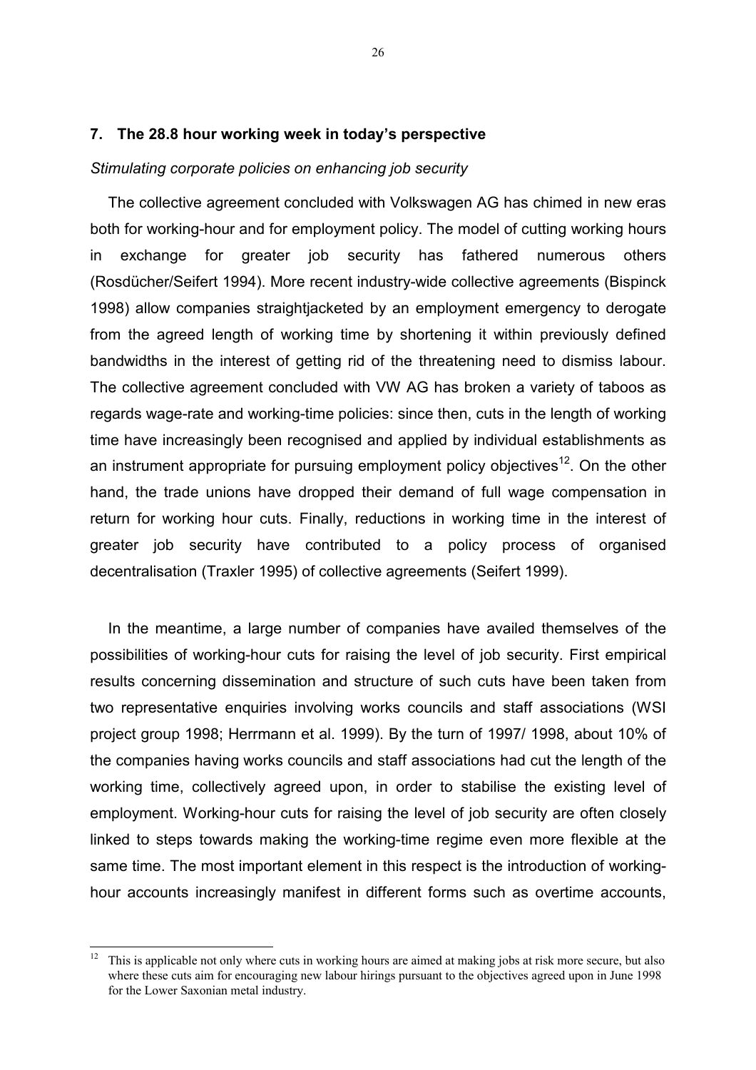## 7. The 28.8 hour working week in today's perspective

*Stimulating corporate policies on enhancing job security*

The collective agreement concluded with Volkswagen AG has chimed in new eras both for working-hour and for employment policy. The model of cutting working hours in exchange for greater job security has fathered numerous others (Rosdücher/Seifert 1994). More recent industry-wide collective agreements (Bispinck 1998) allow companies straightjacketed by an employment emergency to derogate from the agreed length of working time by shortening it within previously defined bandwidths in the interest of getting rid of the threatening need to dismiss labour. The collective agreement concluded with VW AG has broken a variety of taboos as regards wage-rate and working-time policies: since then, cuts in the length of working time have increasingly been recognised and applied by individual establishments as an instrument appropriate for pursuing employment policy objectives[12]. On the other hand, the trade unions have dropped their demand of full wage compensation in return for working hour cuts. Finally, reductions in working time in the interest of greater job security have contributed to a policy process of organised decentralisation (Traxler 1995) of collective agreements (Seifert 1999).

In the meantime, a large number of companies have availed themselves of the possibilities of working-hour cuts for raising the level of job security. First empirical results concerning dissemination and structure of such cuts have been taken from two representative enquiries involving works councils and staff associations (WSI project group 1998; Herrmann et al. 1999). By the turn of 1997/ 1998, about 10% of the companies having works councils and staff associations had cut the length of the working time, collectively agreed upon, in order to stabilise the existing level of employment. Working-hour cuts for raising the level of job security are often closely linked to steps towards making the working-time regime even more flexible at the same time. The most important element in this respect is the introduction of working-hour accounts increasingly manifest in different forms such as overtime accounts,

[12] This is applicable not only where cuts in working hours are aimed at making jobs at risk more secure, but also where these cuts aim for encouraging new labour hirings pursuant to the objectives agreed upon in June 1998 for the Lower Saxonian metal industry.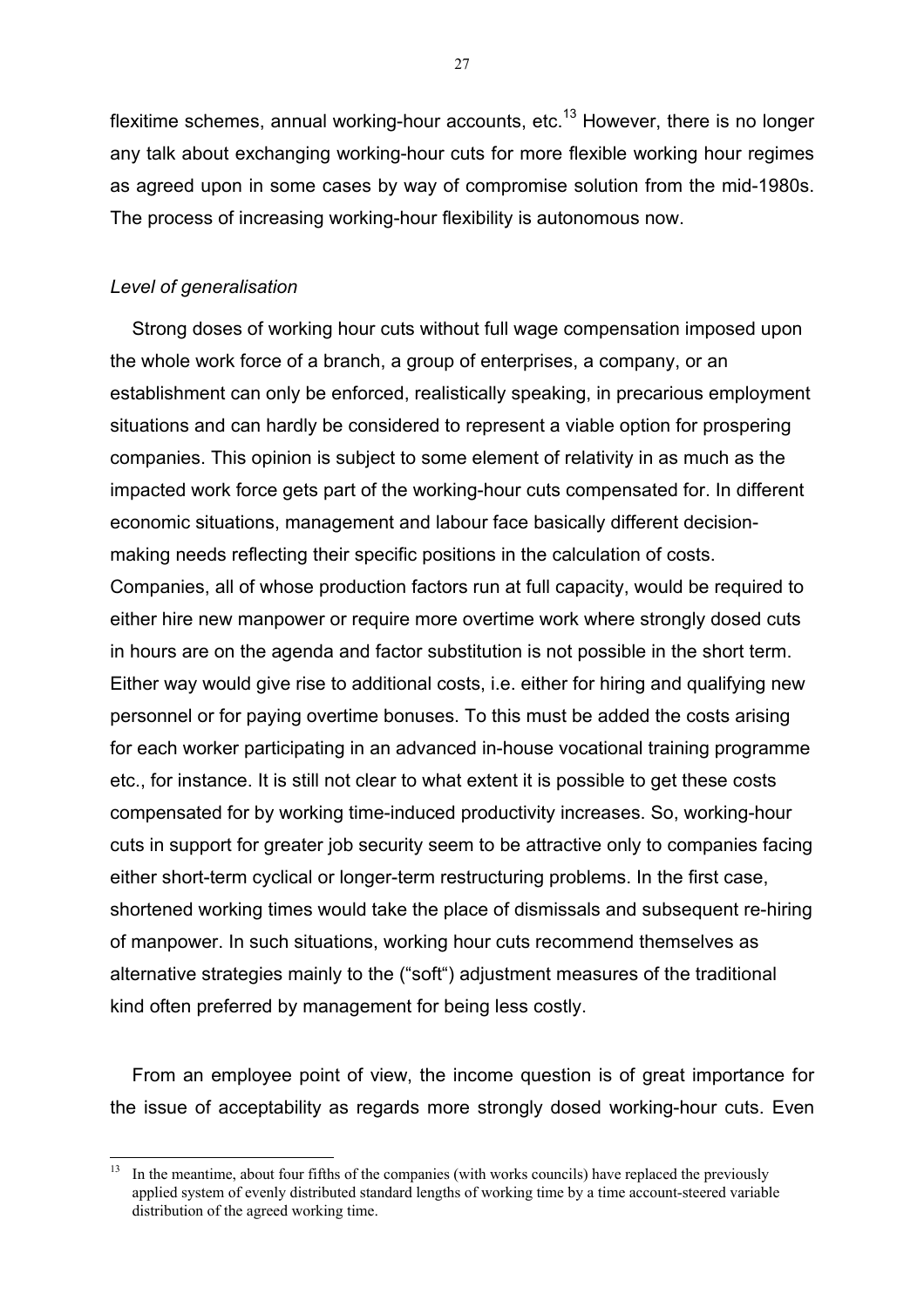flexitime schemes, annual working-hour accounts, etc.[13] However, there is no longer any talk about exchanging working-hour cuts for more flexible working hour regimes as agreed upon in some cases by way of compromise solution from the mid-1980s. The process of increasing working-hour flexibility is autonomous now.

*Level of generalisation*

Strong doses of working hour cuts without full wage compensation imposed upon the whole work force of a branch, a group of enterprises, a company, or an establishment can only be enforced, realistically speaking, in precarious employment situations and can hardly be considered to represent a viable option for prospering companies. This opinion is subject to some element of relativity in as much as the impacted work force gets part of the working-hour cuts compensated for. In different economic situations, management and labour face basically different decision-making needs reflecting their specific positions in the calculation of costs. Companies, all of whose production factors run at full capacity, would be required to either hire new manpower or require more overtime work where strongly dosed cuts in hours are on the agenda and factor substitution is not possible in the short term. Either way would give rise to additional costs, i.e. either for hiring and qualifying new personnel or for paying overtime bonuses. To this must be added the costs arising for each worker participating in an advanced in-house vocational training programme etc., for instance. It is still not clear to what extent it is possible to get these costs compensated for by working time-induced productivity increases. So, working-hour cuts in support for greater job security seem to be attractive only to companies facing either short-term cyclical or longer-term restructuring problems. In the first case, shortened working times would take the place of dismissals and subsequent re-hiring of manpower. In such situations, working hour cuts recommend themselves as alternative strategies mainly to the ("soft") adjustment measures of the traditional kind often preferred by management for being less costly.

From an employee point of view, the income question is of great importance for the issue of acceptability as regards more strongly dosed working-hour cuts. Even

---

[13] In the meantime, about four fifths of the companies (with works councils) have replaced the previously applied system of evenly distributed standard lengths of working time by a time account-steered variable distribution of the agreed working time.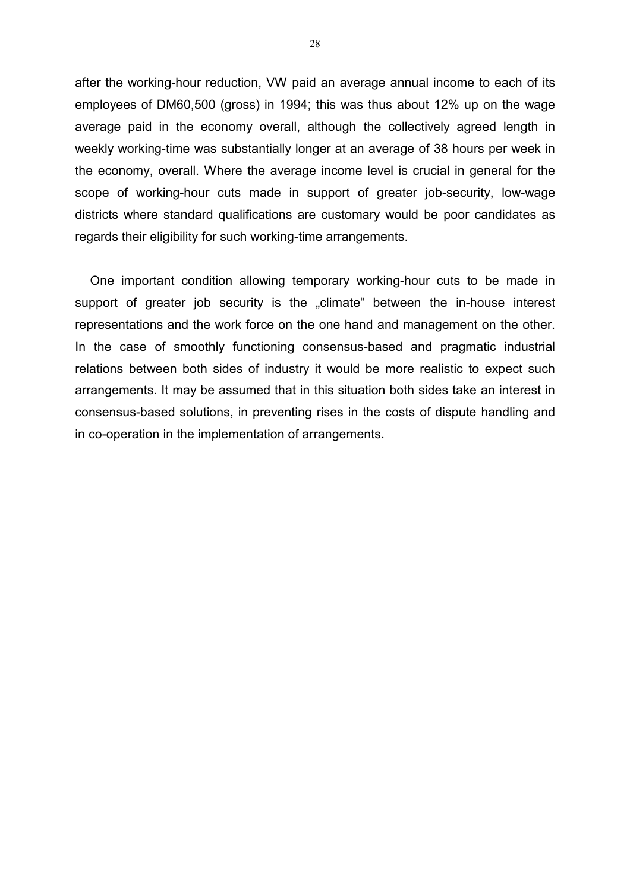after the working-hour reduction, VW paid an average annual income to each of its employees of DM60,500 (gross) in 1994; this was thus about 12% up on the wage average paid in the economy overall, although the collectively agreed length in weekly working-time was substantially longer at an average of 38 hours per week in the economy, overall. Where the average income level is crucial in general for the scope of working-hour cuts made in support of greater job-security, low-wage districts where standard qualifications are customary would be poor candidates as regards their eligibility for such working-time arrangements.

One important condition allowing temporary working-hour cuts to be made in support of greater job security is the „climate“ between the in-house interest representations and the work force on the one hand and management on the other. In the case of smoothly functioning consensus-based and pragmatic industrial relations between both sides of industry it would be more realistic to expect such arrangements. It may be assumed that in this situation both sides take an interest in consensus-based solutions, in preventing rises in the costs of dispute handling and in co-operation in the implementation of arrangements.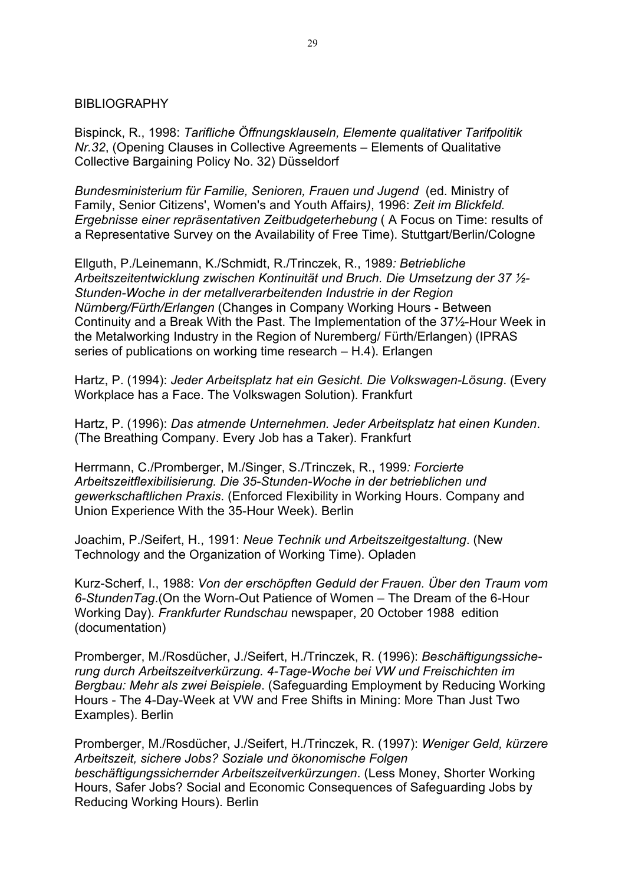## BIBLIOGRAPHY

Bispinck, R., 1998: *Tarifliche Öffnungsklauseln, Elemente qualitativer Tarifpolitik Nr.32*, (Opening Clauses in Collective Agreements – Elements of Qualitative Collective Bargaining Policy No. 32) Düsseldorf

*Bundesministerium für Familie, Senioren, Frauen und Jugend* (ed. Ministry of Family, Senior Citizens', Women's and Youth Affairs*)*, 1996: *Zeit im Blickfeld. Ergebnisse einer repräsentativen Zeitbudgeterhebung* ( A Focus on Time: results of a Representative Survey on the Availability of Free Time). Stuttgart/Berlin/Cologne

Ellguth, P./Leinemann, K./Schmidt, R./Trinczek, R., 1989*: Betriebliche Arbeitszeitentwicklung zwischen Kontinuität und Bruch. Die Umsetzung der 37 ½-Stunden-Woche in der metallverarbeitenden Industrie in der Region Nürnberg/Fürth/Erlangen* (Changes in Company Working Hours - Between Continuity and a Break With the Past. The Implementation of the 37½-Hour Week in the Metalworking Industry in the Region of Nuremberg/ Fürth/Erlangen) (IPRAS series of publications on working time research – H.4). Erlangen

Hartz, P. (1994): *Jeder Arbeitsplatz hat ein Gesicht. Die Volkswagen-Lösung*. (Every Workplace has a Face. The Volkswagen Solution). Frankfurt

Hartz, P. (1996): *Das atmende Unternehmen. Jeder Arbeitsplatz hat einen Kunden*. (The Breathing Company. Every Job has a Taker). Frankfurt

Herrmann, C./Promberger, M./Singer, S./Trinczek, R., 1999*: Forcierte Arbeitszeitflexibilisierung. Die 35-Stunden-Woche in der betrieblichen und gewerkschaftlichen Praxis*. (Enforced Flexibility in Working Hours. Company and Union Experience With the 35-Hour Week). Berlin

Joachim, P./Seifert, H., 1991: *Neue Technik und Arbeitszeitgestaltung*. (New Technology and the Organization of Working Time). Opladen

Kurz-Scherf, I., 1988: *Von der erschöpften Geduld der Frauen. Über den Traum vom 6-StundenTag*.(On the Worn-Out Patience of Women – The Dream of the 6-Hour Working Day). *Frankfurter Rundschau* newspaper, 20 October 1988 edition (documentation)

Promberger, M./Rosdücher, J./Seifert, H./Trinczek, R. (1996): *Beschäftigungssicherung durch Arbeitszeitverkürzung. 4-Tage-Woche bei VW und Freischichten im Bergbau: Mehr als zwei Beispiele*. (Safeguarding Employment by Reducing Working Hours - The 4-Day-Week at VW and Free Shifts in Mining: More Than Just Two Examples). Berlin

Promberger, M./Rosdücher, J./Seifert, H./Trinczek, R. (1997): *Weniger Geld, kürzere Arbeitszeit, sichere Jobs? Soziale und ökonomische Folgen beschäftigungssichernder Arbeitszeitverkürzungen*. (Less Money, Shorter Working Hours, Safer Jobs? Social and Economic Consequences of Safeguarding Jobs by Reducing Working Hours). Berlin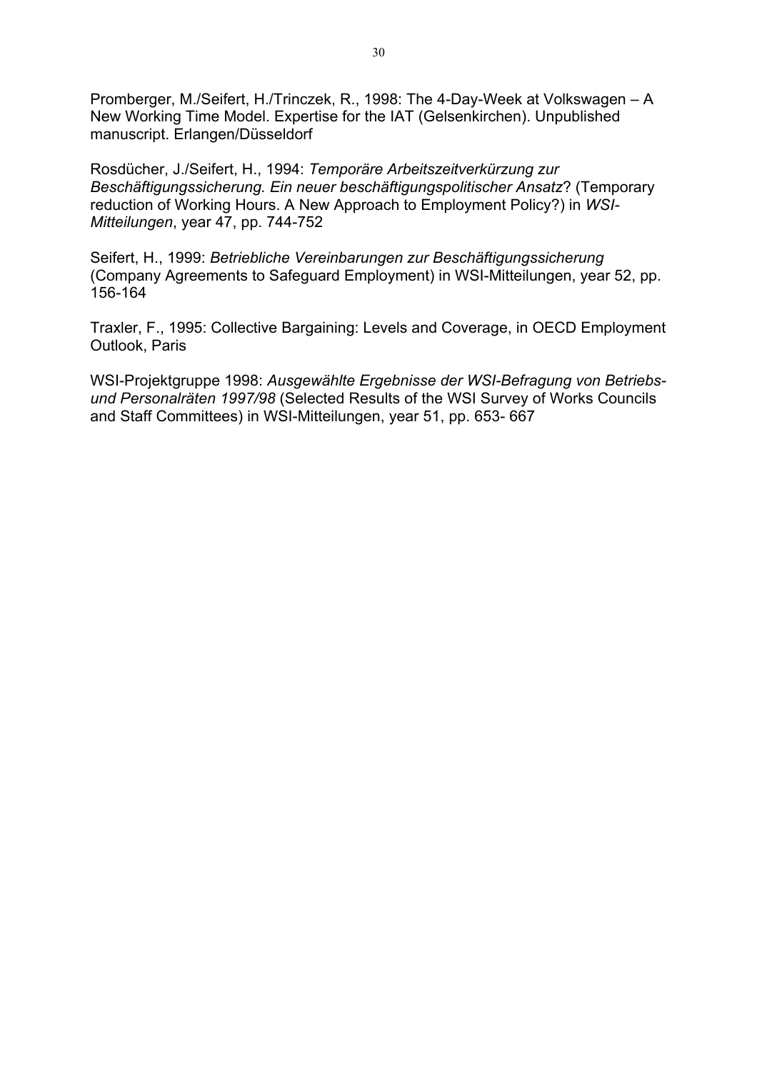Promberger, M./Seifert, H./Trinczek, R., 1998: The 4-Day-Week at Volkswagen – A New Working Time Model. Expertise for the IAT (Gelsenkirchen). Unpublished manuscript. Erlangen/Düsseldorf

Rosdücher, J./Seifert, H., 1994: *Temporäre Arbeitszeitverkürzung zur Beschäftigungssicherung. Ein neuer beschäftigungspolitischer Ansatz*? (Temporary reduction of Working Hours. A New Approach to Employment Policy?) in *WSI-Mitteilungen*, year 47, pp. 744-752

Seifert, H., 1999: *Betriebliche Vereinbarungen zur Beschäftigungssicherung* (Company Agreements to Safeguard Employment) in WSI-Mitteilungen, year 52, pp. 156-164

Traxler, F., 1995: Collective Bargaining: Levels and Coverage, in OECD Employment Outlook, Paris

WSI-Projektgruppe 1998: *Ausgewählte Ergebnisse der WSI-Befragung von Betriebs- und Personalräten 1997/98* (Selected Results of the WSI Survey of Works Councils and Staff Committees) in WSI-Mitteilungen, year 51, pp. 653- 667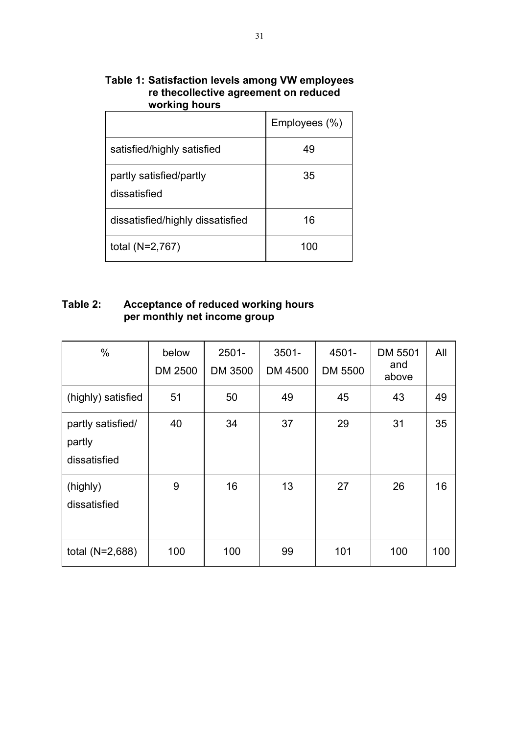**Table 1: Satisfaction levels among VW employees re thecollective agreement on reduced working hours**

| | Employees (%) |
|---|---|
| satisfied/highly satisfied | 49 |
| partly satisfied/partly dissatisfied | 35 |
| dissatisfied/highly dissatisfied | 16 |
| total (N=2,767) | 100 |

**Table 2: Acceptance of reduced working hours per monthly net income group**

| % | below DM 2500 | 2501- DM 3500 | 3501- DM 4500 | 4501- DM 5500 | DM 5501 and above | All |
|---|---|---|---|---|---|---|
| (highly) satisfied | 51 | 50 | 49 | 45 | 43 | 49 |
| partly satisfied/ partly dissatisfied | 40 | 34 | 37 | 29 | 31 | 35 |
| (highly) dissatisfied | 9 | 16 | 13 | 27 | 26 | 16 |
| total (N=2,688) | 100 | 100 | 99 | 101 | 100 | 100 |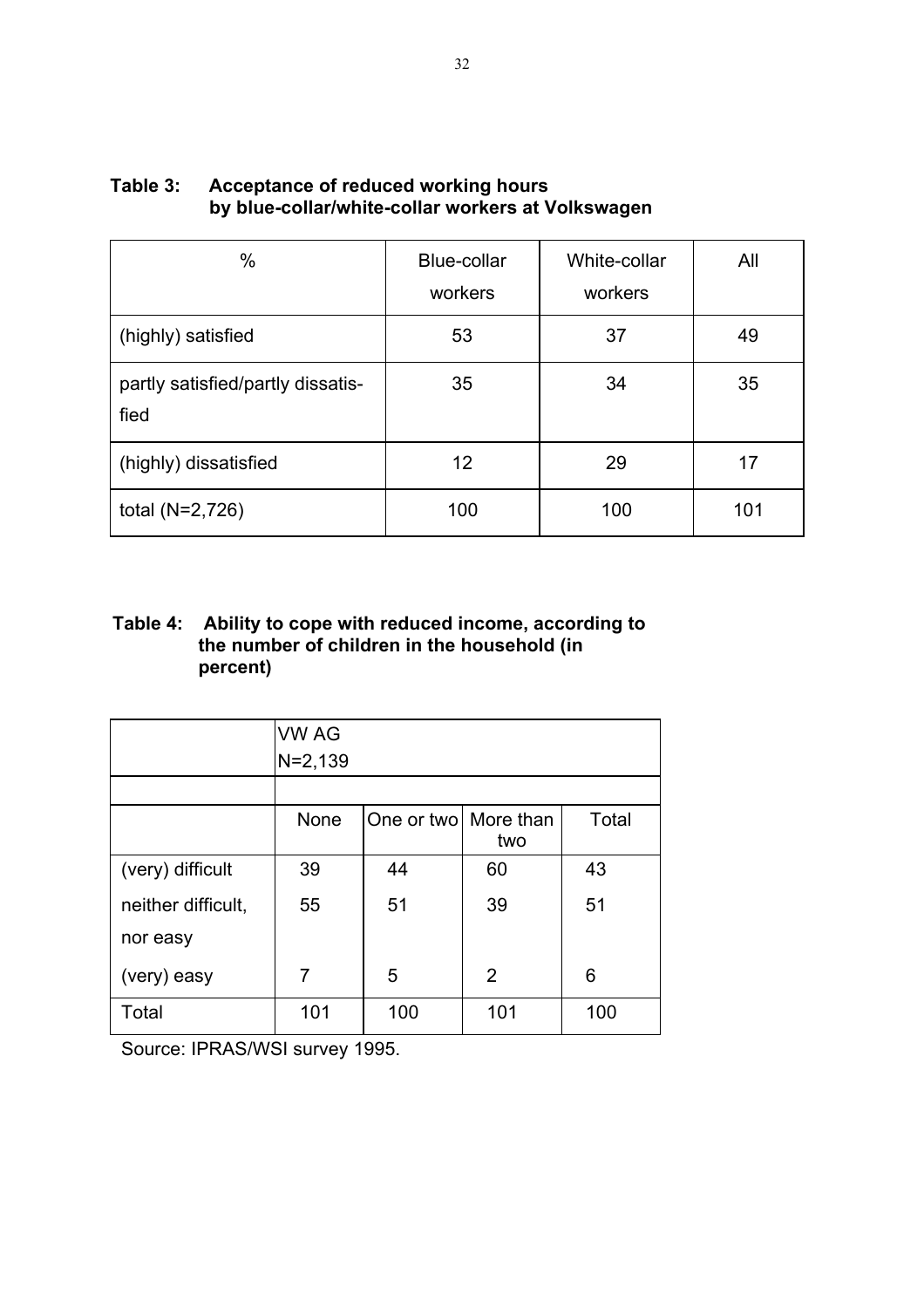**Table 3: Acceptance of reduced working hours by blue-collar/white-collar workers at Volkswagen**

| % | Blue-collar workers | White-collar workers | All |
|---|---|---|---|
| (highly) satisfied | 53 | 37 | 49 |
| partly satisfied/partly dissatis-fied | 35 | 34 | 35 |
| (highly) dissatisfied | 12 | 29 | 17 |
| total (N=2,726) | 100 | 100 | 101 |

**Table 4: Ability to cope with reduced income, according to the number of children in the household (in percent)**

| | VW AG N=2,139 | | | |
|---|---|---|---|---|
| | None | One or two | More than two | Total |
| (very) difficult | 39 | 44 | 60 | 43 |
| neither difficult, nor easy | 55 | 51 | 39 | 51 |
| (very) easy | 7 | 5 | 2 | 6 |
| Total | 101 | 100 | 101 | 100 |

Source: IPRAS/WSI survey 1995.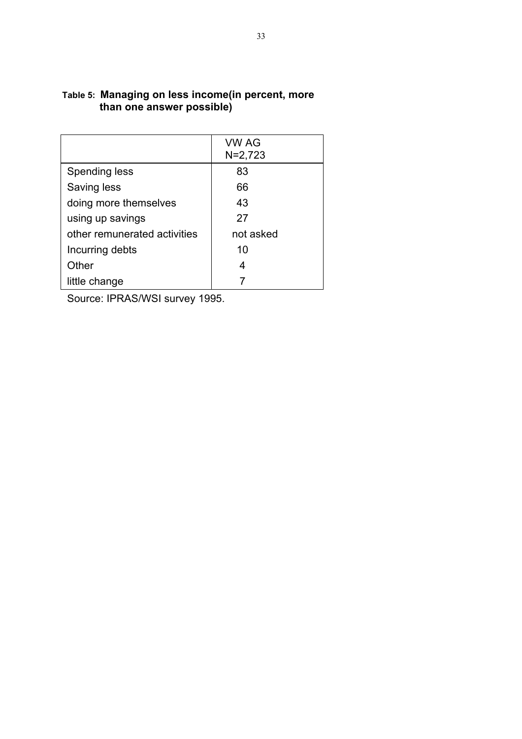**Table 5: Managing on less income(in percent, more than one answer possible)**

| | VW AG N=2,723 |
|---|---|
| Spending less | 83 |
| Saving less | 66 |
| doing more themselves | 43 |
| using up savings | 27 |
| other remunerated activities | not asked |
| Incurring debts | 10 |
| Other | 4 |
| little change | 7 |

Source: IPRAS/WSI survey 1995.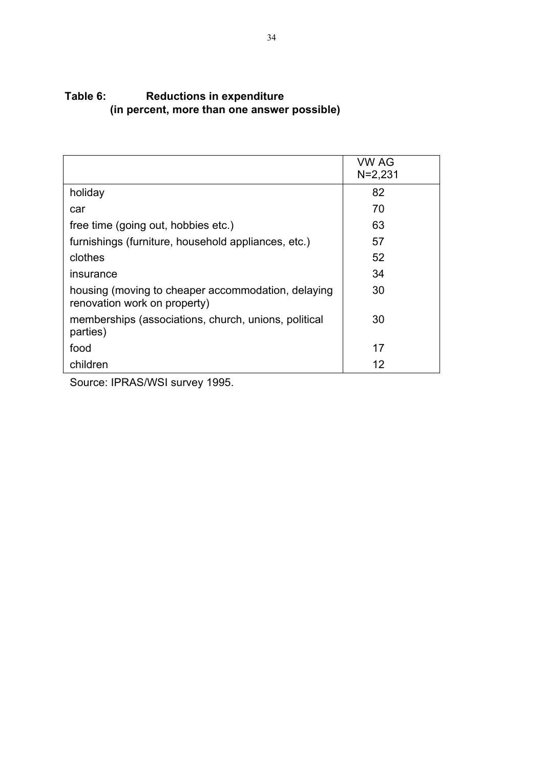**Table 6: Reductions in expenditure (in percent, more than one answer possible)**

| | VW AG N=2,231 |
|---|---|
| holiday | 82 |
| car | 70 |
| free time (going out, hobbies etc.) | 63 |
| furnishings (furniture, household appliances, etc.) | 57 |
| clothes | 52 |
| insurance | 34 |
| housing (moving to cheaper accommodation, delaying renovation work on property) | 30 |
| memberships (associations, church, unions, political parties) | 30 |
| food | 17 |
| children | 12 |

Source: IPRAS/WSI survey 1995.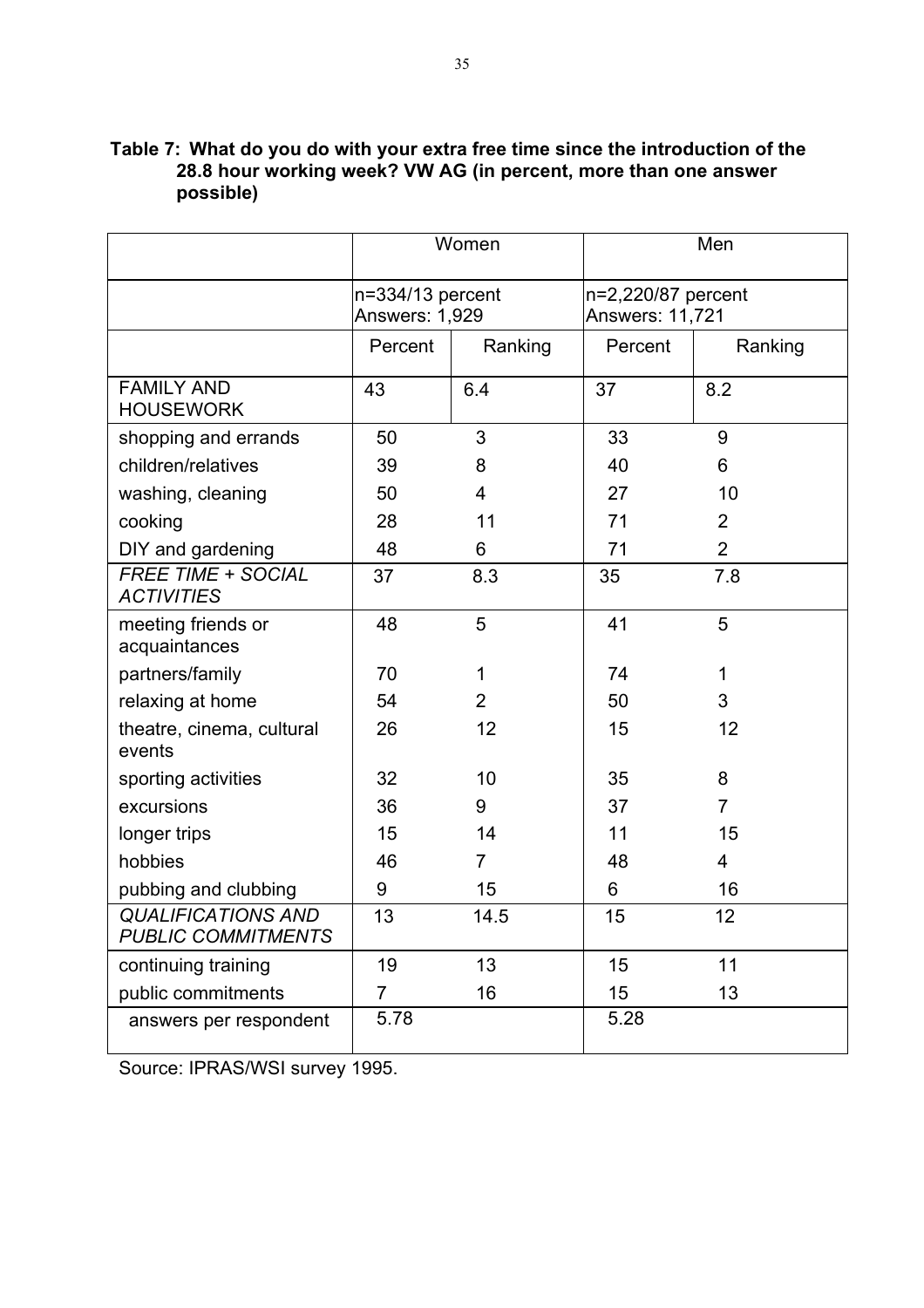**Table 7: What do you do with your extra free time since the introduction of the 28.8 hour working week? VW AG (in percent, more than one answer possible)**

| | Women | | Men | |
|---|---|---|---|---|
| | n=334/13 percent Answers: 1,929 | | n=2,220/87 percent Answers: 11,721 | |
| | Percent | Ranking | Percent | Ranking |
| FAMILY AND HOUSEWORK | 43 | 6.4 | 37 | 8.2 |
| shopping and errands | 50 | 3 | 33 | 9 |
| children/relatives | 39 | 8 | 40 | 6 |
| washing, cleaning | 50 | 4 | 27 | 10 |
| cooking | 28 | 11 | 71 | 2 |
| DIY and gardening | 48 | 6 | 71 | 2 |
| *FREE TIME + SOCIAL ACTIVITIES* | 37 | 8.3 | 35 | 7.8 |
| meeting friends or acquaintances | 48 | 5 | 41 | 5 |
| partners/family | 70 | 1 | 74 | 1 |
| relaxing at home | 54 | 2 | 50 | 3 |
| theatre, cinema, cultural events | 26 | 12 | 15 | 12 |
| sporting activities | 32 | 10 | 35 | 8 |
| excursions | 36 | 9 | 37 | 7 |
| longer trips | 15 | 14 | 11 | 15 |
| hobbies | 46 | 7 | 48 | 4 |
| pubbing and clubbing | 9 | 15 | 6 | 16 |
| *QUALIFICATIONS AND PUBLIC COMMITMENTS* | 13 | 14.5 | 15 | 12 |
| continuing training | 19 | 13 | 15 | 11 |
| public commitments | 7 | 16 | 15 | 13 |
| answers per respondent | 5.78 | | 5.28 | |

Source: IPRAS/WSI survey 1995.